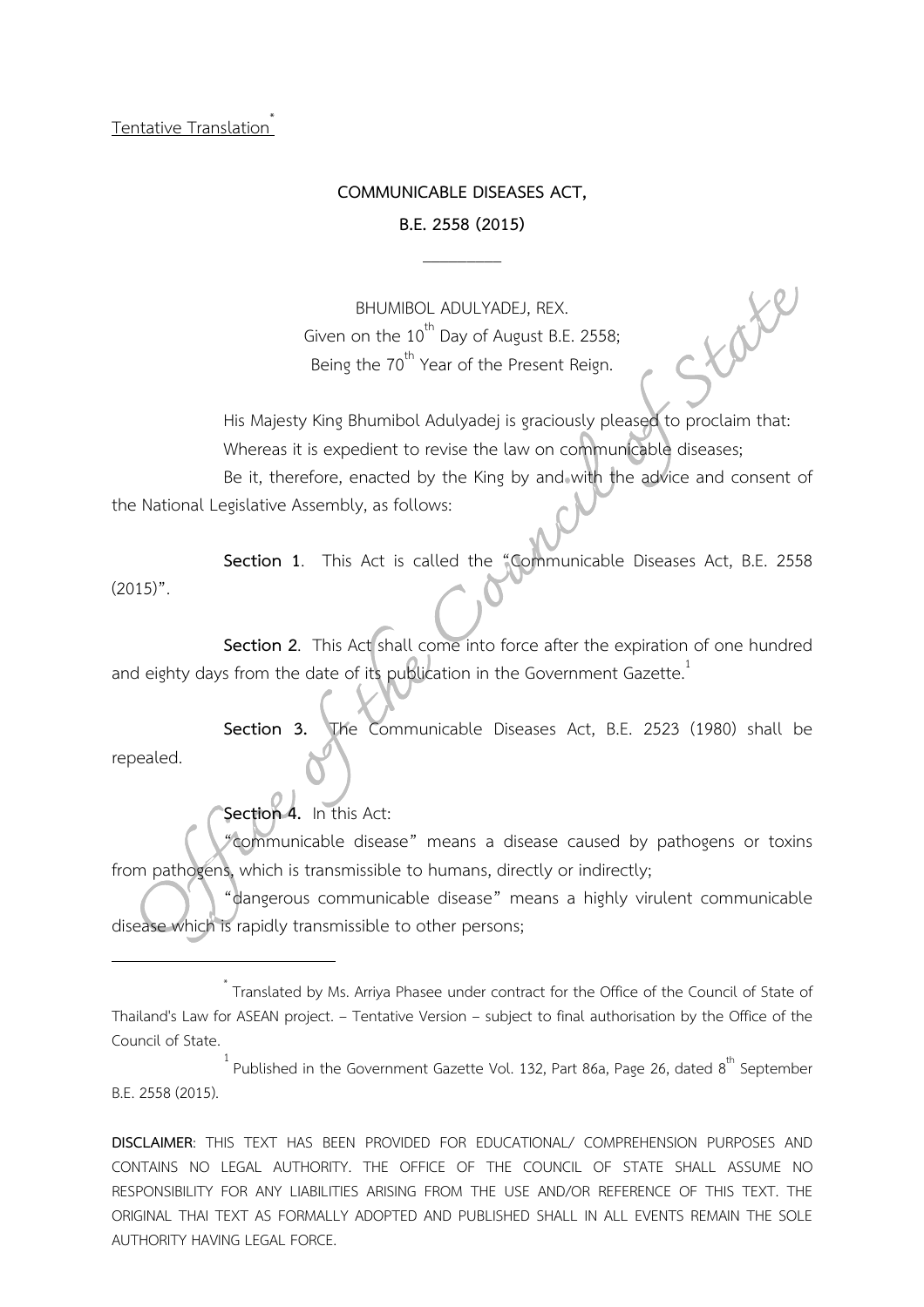Tentative Translation[*]

**COMMUNICABLE DISEASES ACT,**

**B.E. 2558 (2015)**

---

BHUMIBOL ADULYADEJ, REX.

Given on the 10th Day of August B.E. 2558;

Being the 70th Year of the Present Reign.

His Majesty King Bhumibol Adulyadej is graciously pleased to proclaim that:

Whereas it is expedient to revise the law on communicable diseases;

Be it, therefore, enacted by the King by and with the advice and consent of the National Legislative Assembly, as follows:

**Section 1**. This Act is called the "Communicable Diseases Act, B.E. 2558 (2015)".

**Section 2**. This Act shall come into force after the expiration of one hundred and eighty days from the date of its publication in the Government Gazette.[1]

**Section 3.** The Communicable Diseases Act, B.E. 2523 (1980) shall be repealed.

**Section 4.** In this Act:

"communicable disease" means a disease caused by pathogens or toxins from pathogens, which is transmissible to humans, directly or indirectly;

"dangerous communicable disease" means a highly virulent communicable disease which is rapidly transmissible to other persons;

---

[*] Translated by Ms. Arriya Phasee under contract for the Office of the Council of State of Thailand's Law for ASEAN project. – Tentative Version – subject to final authorisation by the Office of the Council of State.

[1] Published in the Government Gazette Vol. 132, Part 86a, Page 26, dated 8th September B.E. 2558 (2015).

**DISCLAIMER**: THIS TEXT HAS BEEN PROVIDED FOR EDUCATIONAL/ COMPREHENSION PURPOSES AND CONTAINS NO LEGAL AUTHORITY. THE OFFICE OF THE COUNCIL OF STATE SHALL ASSUME NO RESPONSIBILITY FOR ANY LIABILITIES ARISING FROM THE USE AND/OR REFERENCE OF THIS TEXT. THE ORIGINAL THAI TEXT AS FORMALLY ADOPTED AND PUBLISHED SHALL IN ALL EVENTS REMAIN THE SOLE AUTHORITY HAVING LEGAL FORCE.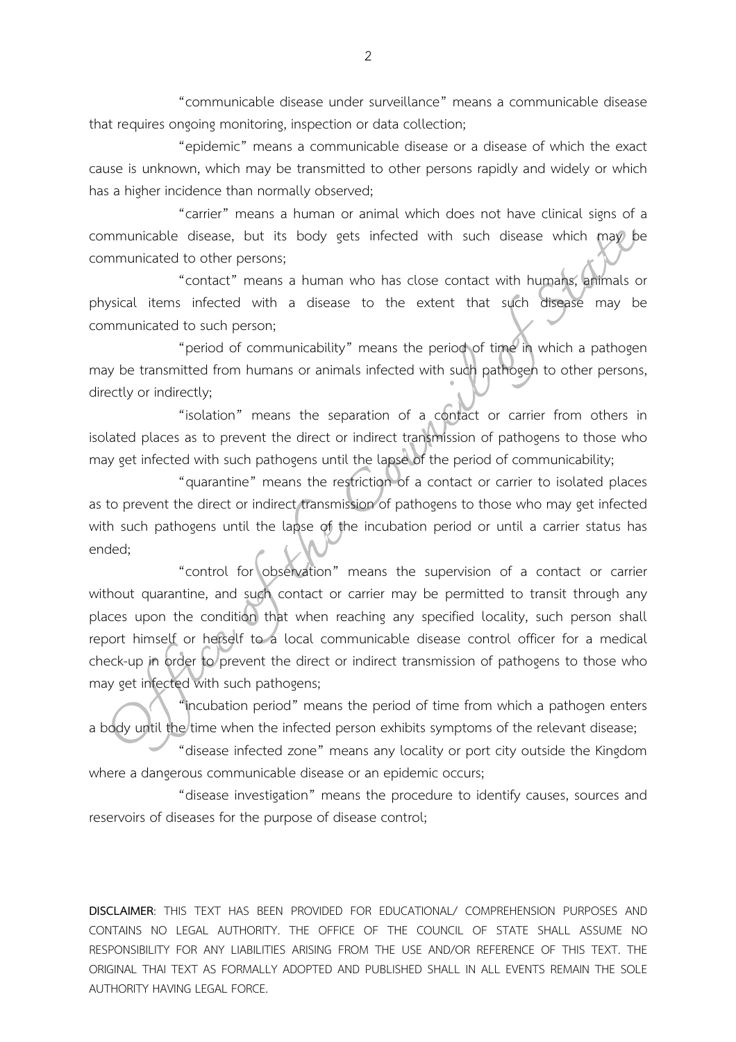"communicable disease under surveillance" means a communicable disease that requires ongoing monitoring, inspection or data collection;

"epidemic" means a communicable disease or a disease of which the exact cause is unknown, which may be transmitted to other persons rapidly and widely or which has a higher incidence than normally observed;

"carrier" means a human or animal which does not have clinical signs of a communicable disease, but its body gets infected with such disease which may be communicated to other persons;

"contact" means a human who has close contact with humans, animals or physical items infected with a disease to the extent that such disease may be communicated to such person;

"period of communicability" means the period of time in which a pathogen may be transmitted from humans or animals infected with such pathogen to other persons, directly or indirectly;

"isolation" means the separation of a contact or carrier from others in isolated places as to prevent the direct or indirect transmission of pathogens to those who may get infected with such pathogens until the lapse of the period of communicability;

"quarantine" means the restriction of a contact or carrier to isolated places as to prevent the direct or indirect transmission of pathogens to those who may get infected with such pathogens until the lapse of the incubation period or until a carrier status has ended;

"control for observation" means the supervision of a contact or carrier without quarantine, and such contact or carrier may be permitted to transit through any places upon the condition that when reaching any specified locality, such person shall report himself or herself to a local communicable disease control officer for a medical check-up in order to prevent the direct or indirect transmission of pathogens to those who may get infected with such pathogens;

"incubation period" means the period of time from which a pathogen enters a body until the time when the infected person exhibits symptoms of the relevant disease;

"disease infected zone" means any locality or port city outside the Kingdom where a dangerous communicable disease or an epidemic occurs;

"disease investigation" means the procedure to identify causes, sources and reservoirs of diseases for the purpose of disease control;

**DISCLAIMER**: THIS TEXT HAS BEEN PROVIDED FOR EDUCATIONAL/ COMPREHENSION PURPOSES AND CONTAINS NO LEGAL AUTHORITY. THE OFFICE OF THE COUNCIL OF STATE SHALL ASSUME NO RESPONSIBILITY FOR ANY LIABILITIES ARISING FROM THE USE AND/OR REFERENCE OF THIS TEXT. THE ORIGINAL THAI TEXT AS FORMALLY ADOPTED AND PUBLISHED SHALL IN ALL EVENTS REMAIN THE SOLE AUTHORITY HAVING LEGAL FORCE.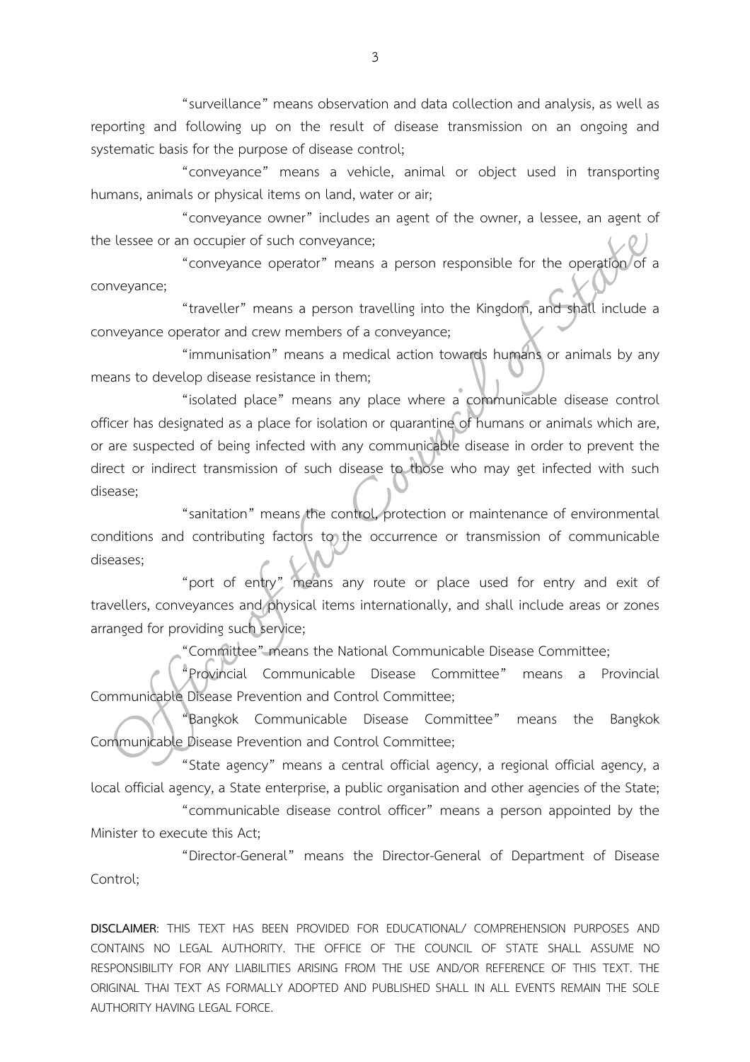"surveillance" means observation and data collection and analysis, as well as reporting and following up on the result of disease transmission on an ongoing and systematic basis for the purpose of disease control;

"conveyance" means a vehicle, animal or object used in transporting humans, animals or physical items on land, water or air;

"conveyance owner" includes an agent of the owner, a lessee, an agent of the lessee or an occupier of such conveyance;

"conveyance operator" means a person responsible for the operation of a conveyance;

"traveller" means a person travelling into the Kingdom, and shall include a conveyance operator and crew members of a conveyance;

"immunisation" means a medical action towards humans or animals by any means to develop disease resistance in them;

"isolated place" means any place where a communicable disease control officer has designated as a place for isolation or quarantine of humans or animals which are, or are suspected of being infected with any communicable disease in order to prevent the direct or indirect transmission of such disease to those who may get infected with such disease;

"sanitation" means the control, protection or maintenance of environmental conditions and contributing factors to the occurrence or transmission of communicable diseases;

"port of entry" means any route or place used for entry and exit of travellers, conveyances and physical items internationally, and shall include areas or zones arranged for providing such service;

"Committee" means the National Communicable Disease Committee;

"Provincial Communicable Disease Committee" means a Provincial Communicable Disease Prevention and Control Committee;

"Bangkok Communicable Disease Committee" means the Bangkok Communicable Disease Prevention and Control Committee;

"State agency" means a central official agency, a regional official agency, a local official agency, a State enterprise, a public organisation and other agencies of the State;

"communicable disease control officer" means a person appointed by the Minister to execute this Act;

"Director-General" means the Director-General of Department of Disease Control;

**DISCLAIMER**: THIS TEXT HAS BEEN PROVIDED FOR EDUCATIONAL/ COMPREHENSION PURPOSES AND CONTAINS NO LEGAL AUTHORITY. THE OFFICE OF THE COUNCIL OF STATE SHALL ASSUME NO RESPONSIBILITY FOR ANY LIABILITIES ARISING FROM THE USE AND/OR REFERENCE OF THIS TEXT. THE ORIGINAL THAI TEXT AS FORMALLY ADOPTED AND PUBLISHED SHALL IN ALL EVENTS REMAIN THE SOLE AUTHORITY HAVING LEGAL FORCE.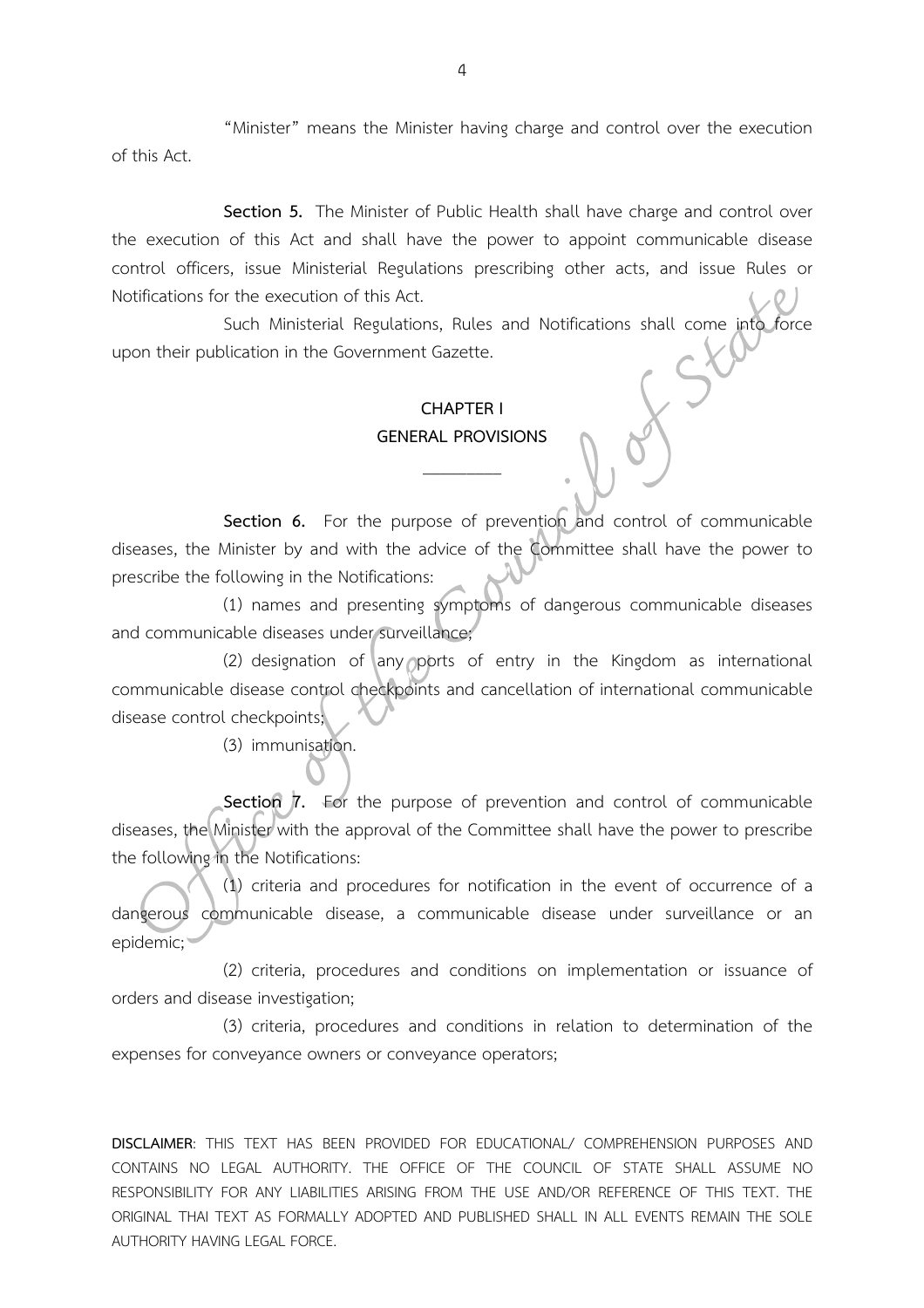"Minister" means the Minister having charge and control over the execution of this Act.

**Section 5.** The Minister of Public Health shall have charge and control over the execution of this Act and shall have the power to appoint communicable disease control officers, issue Ministerial Regulations prescribing other acts, and issue Rules or Notifications for the execution of this Act.

Such Ministerial Regulations, Rules and Notifications shall come into force upon their publication in the Government Gazette.

## CHAPTER I
## GENERAL PROVISIONS

\_\_\_\_\_\_\_\_\_\_

**Section 6.** For the purpose of prevention and control of communicable diseases, the Minister by and with the advice of the Committee shall have the power to prescribe the following in the Notifications:

(1) names and presenting symptoms of dangerous communicable diseases and communicable diseases under surveillance;

(2) designation of any ports of entry in the Kingdom as international communicable disease control checkpoints and cancellation of international communicable disease control checkpoints;

(3) immunisation.

**Section 7.** For the purpose of prevention and control of communicable diseases, the Minister with the approval of the Committee shall have the power to prescribe the following in the Notifications:

(1) criteria and procedures for notification in the event of occurrence of a dangerous communicable disease, a communicable disease under surveillance or an epidemic;

(2) criteria, procedures and conditions on implementation or issuance of orders and disease investigation;

(3) criteria, procedures and conditions in relation to determination of the expenses for conveyance owners or conveyance operators;

**DISCLAIMER**: THIS TEXT HAS BEEN PROVIDED FOR EDUCATIONAL/ COMPREHENSION PURPOSES AND CONTAINS NO LEGAL AUTHORITY. THE OFFICE OF THE COUNCIL OF STATE SHALL ASSUME NO RESPONSIBILITY FOR ANY LIABILITIES ARISING FROM THE USE AND/OR REFERENCE OF THIS TEXT. THE ORIGINAL THAI TEXT AS FORMALLY ADOPTED AND PUBLISHED SHALL IN ALL EVENTS REMAIN THE SOLE AUTHORITY HAVING LEGAL FORCE.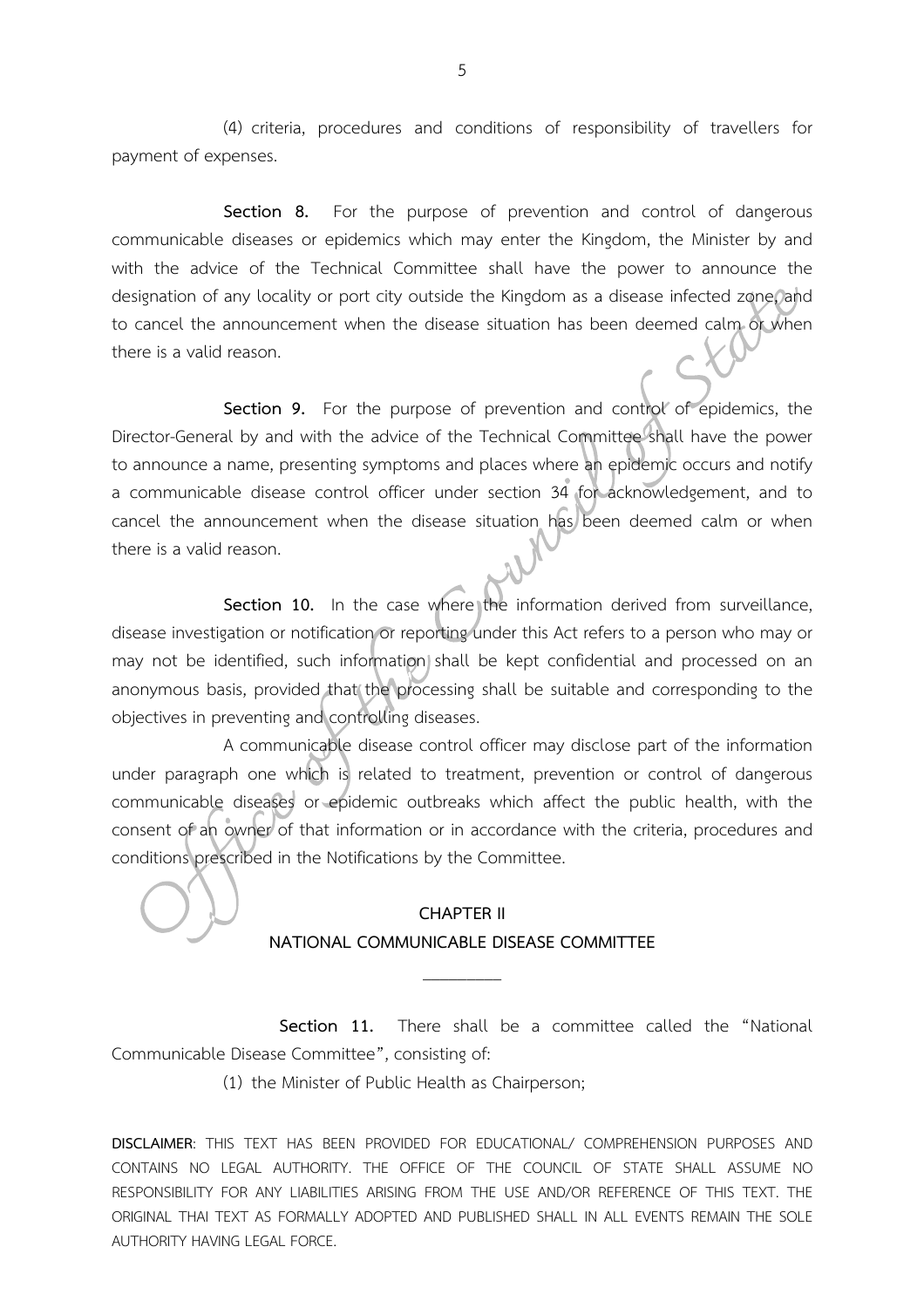(4) criteria, procedures and conditions of responsibility of travellers for payment of expenses.

**Section 8.** For the purpose of prevention and control of dangerous communicable diseases or epidemics which may enter the Kingdom, the Minister by and with the advice of the Technical Committee shall have the power to announce the designation of any locality or port city outside the Kingdom as a disease infected zone, and to cancel the announcement when the disease situation has been deemed calm or when there is a valid reason.

**Section 9.** For the purpose of prevention and control of epidemics, the Director-General by and with the advice of the Technical Committee shall have the power to announce a name, presenting symptoms and places where an epidemic occurs and notify a communicable disease control officer under section 34 for acknowledgement, and to cancel the announcement when the disease situation has been deemed calm or when there is a valid reason.

**Section 10.** In the case where the information derived from surveillance, disease investigation or notification or reporting under this Act refers to a person who may or may not be identified, such information shall be kept confidential and processed on an anonymous basis, provided that the processing shall be suitable and corresponding to the objectives in preventing and controlling diseases.

A communicable disease control officer may disclose part of the information under paragraph one which is related to treatment, prevention or control of dangerous communicable diseases or epidemic outbreaks which affect the public health, with the consent of an owner of that information or in accordance with the criteria, procedures and conditions prescribed in the Notifications by the Committee.

## CHAPTER II
## NATIONAL COMMUNICABLE DISEASE COMMITTEE

---

**Section 11.** There shall be a committee called the "National Communicable Disease Committee", consisting of:

(1) the Minister of Public Health as Chairperson;

DISCLAIMER: THIS TEXT HAS BEEN PROVIDED FOR EDUCATIONAL/ COMPREHENSION PURPOSES AND CONTAINS NO LEGAL AUTHORITY. THE OFFICE OF THE COUNCIL OF STATE SHALL ASSUME NO RESPONSIBILITY FOR ANY LIABILITIES ARISING FROM THE USE AND/OR REFERENCE OF THIS TEXT. THE ORIGINAL THAI TEXT AS FORMALLY ADOPTED AND PUBLISHED SHALL IN ALL EVENTS REMAIN THE SOLE AUTHORITY HAVING LEGAL FORCE.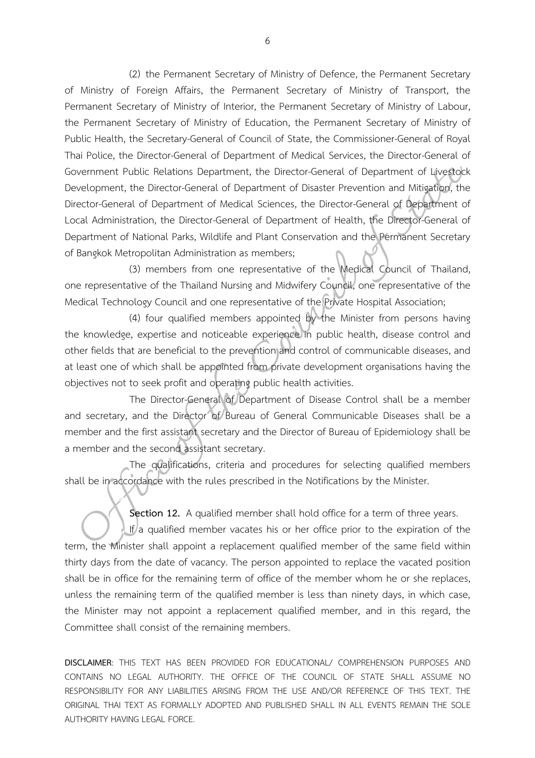(2) the Permanent Secretary of Ministry of Defence, the Permanent Secretary of Ministry of Foreign Affairs, the Permanent Secretary of Ministry of Transport, the Permanent Secretary of Ministry of Interior, the Permanent Secretary of Ministry of Labour, the Permanent Secretary of Ministry of Education, the Permanent Secretary of Ministry of Public Health, the Secretary-General of Council of State, the Commissioner-General of Royal Thai Police, the Director-General of Department of Medical Services, the Director-General of Government Public Relations Department, the Director-General of Department of Livestock Development, the Director-General of Department of Disaster Prevention and Mitigation, the Director-General of Department of Medical Sciences, the Director-General of Department of Local Administration, the Director-General of Department of Health, the Director-General of Department of National Parks, Wildlife and Plant Conservation and the Permanent Secretary of Bangkok Metropolitan Administration as members;

(3) members from one representative of the Medical Council of Thailand, one representative of the Thailand Nursing and Midwifery Council, one representative of the Medical Technology Council and one representative of the Private Hospital Association;

(4) four qualified members appointed by the Minister from persons having the knowledge, expertise and noticeable experience in public health, disease control and other fields that are beneficial to the prevention and control of communicable diseases, and at least one of which shall be appointed from private development organisations having the objectives not to seek profit and operating public health activities.

The Director-General of Department of Disease Control shall be a member and secretary, and the Director of Bureau of General Communicable Diseases shall be a member and the first assistant secretary and the Director of Bureau of Epidemiology shall be a member and the second assistant secretary.

The qualifications, criteria and procedures for selecting qualified members shall be in accordance with the rules prescribed in the Notifications by the Minister.

**Section 12.** A qualified member shall hold office for a term of three years.

If a qualified member vacates his or her office prior to the expiration of the term, the Minister shall appoint a replacement qualified member of the same field within thirty days from the date of vacancy. The person appointed to replace the vacated position shall be in office for the remaining term of office of the member whom he or she replaces, unless the remaining term of the qualified member is less than ninety days, in which case, the Minister may not appoint a replacement qualified member, and in this regard, the Committee shall consist of the remaining members.

**DISCLAIMER**: THIS TEXT HAS BEEN PROVIDED FOR EDUCATIONAL/ COMPREHENSION PURPOSES AND CONTAINS NO LEGAL AUTHORITY. THE OFFICE OF THE COUNCIL OF STATE SHALL ASSUME NO RESPONSIBILITY FOR ANY LIABILITIES ARISING FROM THE USE AND/OR REFERENCE OF THIS TEXT. THE ORIGINAL THAI TEXT AS FORMALLY ADOPTED AND PUBLISHED SHALL IN ALL EVENTS REMAIN THE SOLE AUTHORITY HAVING LEGAL FORCE.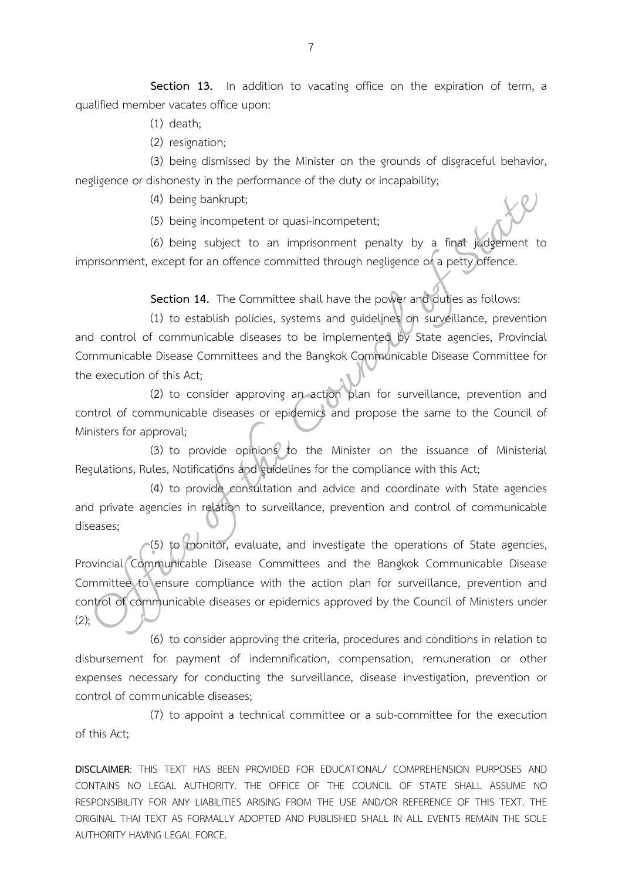**Section 13.** In addition to vacating office on the expiration of term, a qualified member vacates office upon:

(1) death;

(2) resignation;

(3) being dismissed by the Minister on the grounds of disgraceful behavior, negligence or dishonesty in the performance of the duty or incapability;

(4) being bankrupt;

(5) being incompetent or quasi-incompetent;

(6) being subject to an imprisonment penalty by a final judgement to imprisonment, except for an offence committed through negligence or a petty offence.

**Section 14.** The Committee shall have the power and duties as follows:

(1) to establish policies, systems and guidelines on surveillance, prevention and control of communicable diseases to be implemented by State agencies, Provincial Communicable Disease Committees and the Bangkok Communicable Disease Committee for the execution of this Act;

(2) to consider approving an action plan for surveillance, prevention and control of communicable diseases or epidemics and propose the same to the Council of Ministers for approval;

(3) to provide opinions to the Minister on the issuance of Ministerial Regulations, Rules, Notifications and guidelines for the compliance with this Act;

(4) to provide consultation and advice and coordinate with State agencies and private agencies in relation to surveillance, prevention and control of communicable diseases;

(5) to monitor, evaluate, and investigate the operations of State agencies, Provincial Communicable Disease Committees and the Bangkok Communicable Disease Committee to ensure compliance with the action plan for surveillance, prevention and control of communicable diseases or epidemics approved by the Council of Ministers under (2);

(6) to consider approving the criteria, procedures and conditions in relation to disbursement for payment of indemnification, compensation, remuneration or other expenses necessary for conducting the surveillance, disease investigation, prevention or control of communicable diseases;

(7) to appoint a technical committee or a sub-committee for the execution of this Act;

**DISCLAIMER**: THIS TEXT HAS BEEN PROVIDED FOR EDUCATIONAL/ COMPREHENSION PURPOSES AND CONTAINS NO LEGAL AUTHORITY. THE OFFICE OF THE COUNCIL OF STATE SHALL ASSUME NO RESPONSIBILITY FOR ANY LIABILITIES ARISING FROM THE USE AND/OR REFERENCE OF THIS TEXT. THE ORIGINAL THAI TEXT AS FORMALLY ADOPTED AND PUBLISHED SHALL IN ALL EVENTS REMAIN THE SOLE AUTHORITY HAVING LEGAL FORCE.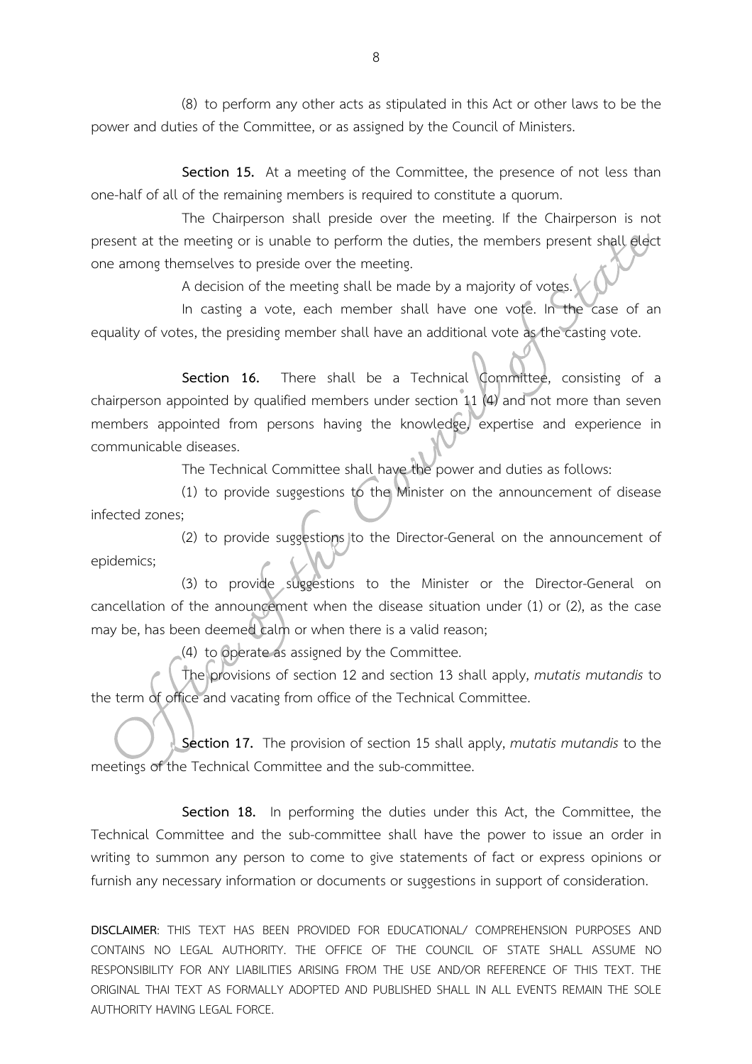(8) to perform any other acts as stipulated in this Act or other laws to be the power and duties of the Committee, or as assigned by the Council of Ministers.

**Section 15.** At a meeting of the Committee, the presence of not less than one-half of all of the remaining members is required to constitute a quorum.

The Chairperson shall preside over the meeting. If the Chairperson is not present at the meeting or is unable to perform the duties, the members present shall elect one among themselves to preside over the meeting.

A decision of the meeting shall be made by a majority of votes.

In casting a vote, each member shall have one vote. In the case of an equality of votes, the presiding member shall have an additional vote as the casting vote.

**Section 16.** There shall be a Technical Committee, consisting of a chairperson appointed by qualified members under section 11 (4) and not more than seven members appointed from persons having the knowledge, expertise and experience in communicable diseases.

The Technical Committee shall have the power and duties as follows:

(1) to provide suggestions to the Minister on the announcement of disease infected zones;

(2) to provide suggestions to the Director-General on the announcement of epidemics;

(3) to provide suggestions to the Minister or the Director-General on cancellation of the announcement when the disease situation under (1) or (2), as the case may be, has been deemed calm or when there is a valid reason;

(4) to operate as assigned by the Committee.

The provisions of section 12 and section 13 shall apply, *mutatis mutandis* to the term of office and vacating from office of the Technical Committee.

**Section 17.** The provision of section 15 shall apply, *mutatis mutandis* to the meetings of the Technical Committee and the sub-committee.

**Section 18.** In performing the duties under this Act, the Committee, the Technical Committee and the sub-committee shall have the power to issue an order in writing to summon any person to come to give statements of fact or express opinions or furnish any necessary information or documents or suggestions in support of consideration.

**DISCLAIMER**: THIS TEXT HAS BEEN PROVIDED FOR EDUCATIONAL/ COMPREHENSION PURPOSES AND CONTAINS NO LEGAL AUTHORITY. THE OFFICE OF THE COUNCIL OF STATE SHALL ASSUME NO RESPONSIBILITY FOR ANY LIABILITIES ARISING FROM THE USE AND/OR REFERENCE OF THIS TEXT. THE ORIGINAL THAI TEXT AS FORMALLY ADOPTED AND PUBLISHED SHALL IN ALL EVENTS REMAIN THE SOLE AUTHORITY HAVING LEGAL FORCE.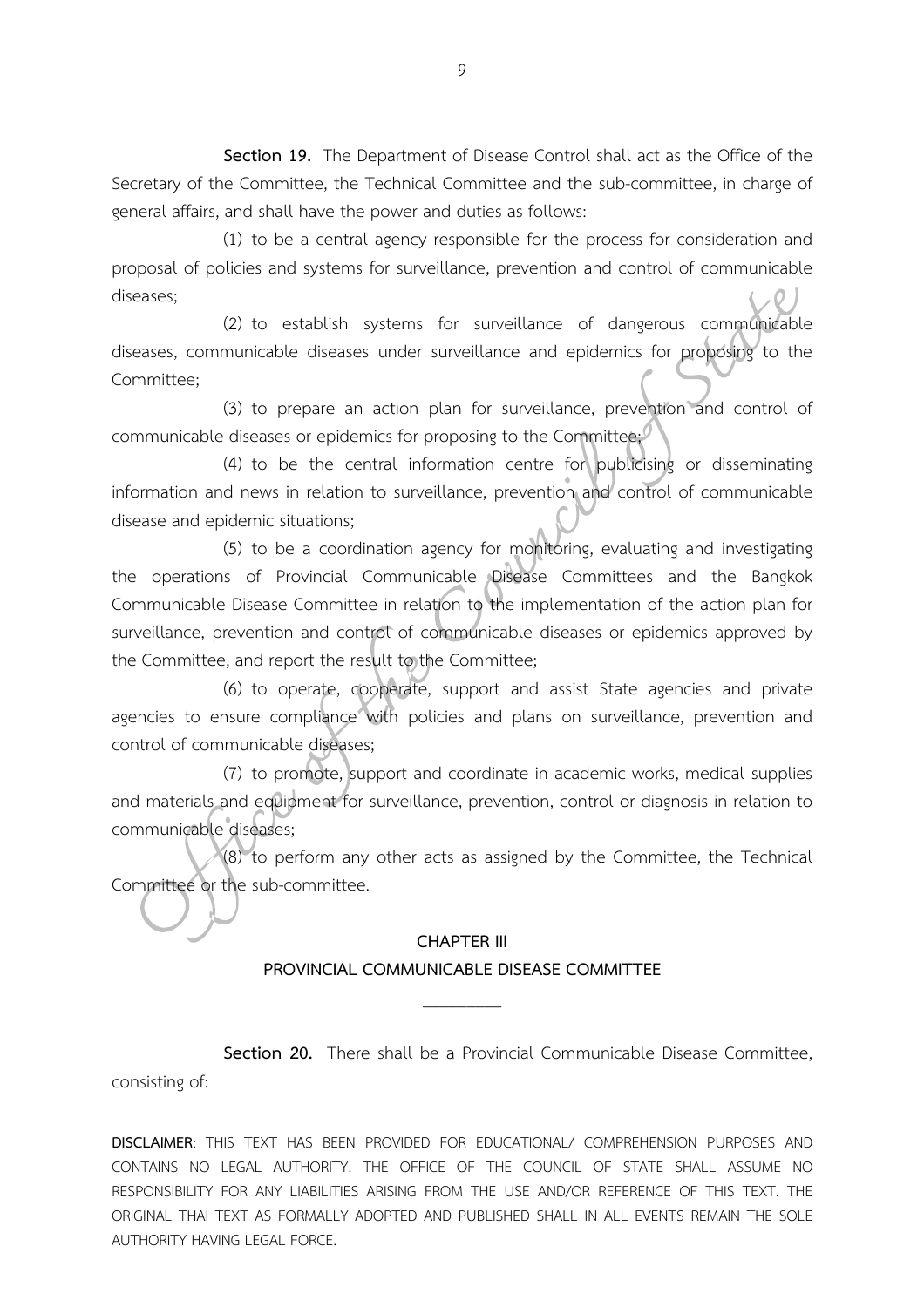**Section 19.** The Department of Disease Control shall act as the Office of the Secretary of the Committee, the Technical Committee and the sub-committee, in charge of general affairs, and shall have the power and duties as follows:

(1) to be a central agency responsible for the process for consideration and proposal of policies and systems for surveillance, prevention and control of communicable diseases;

(2) to establish systems for surveillance of dangerous communicable diseases, communicable diseases under surveillance and epidemics for proposing to the Committee;

(3) to prepare an action plan for surveillance, prevention and control of communicable diseases or epidemics for proposing to the Committee;

(4) to be the central information centre for publicising or disseminating information and news in relation to surveillance, prevention and control of communicable disease and epidemic situations;

(5) to be a coordination agency for monitoring, evaluating and investigating the operations of Provincial Communicable Disease Committees and the Bangkok Communicable Disease Committee in relation to the implementation of the action plan for surveillance, prevention and control of communicable diseases or epidemics approved by the Committee, and report the result to the Committee;

(6) to operate, cooperate, support and assist State agencies and private agencies to ensure compliance with policies and plans on surveillance, prevention and control of communicable diseases;

(7) to promote, support and coordinate in academic works, medical supplies and materials and equipment for surveillance, prevention, control or diagnosis in relation to communicable diseases;

(8) to perform any other acts as assigned by the Committee, the Technical Committee or the sub-committee.

## CHAPTER III
## PROVINCIAL COMMUNICABLE DISEASE COMMITTEE

---

**Section 20.** There shall be a Provincial Communicable Disease Committee, consisting of:

**DISCLAIMER**: THIS TEXT HAS BEEN PROVIDED FOR EDUCATIONAL/ COMPREHENSION PURPOSES AND CONTAINS NO LEGAL AUTHORITY. THE OFFICE OF THE COUNCIL OF STATE SHALL ASSUME NO RESPONSIBILITY FOR ANY LIABILITIES ARISING FROM THE USE AND/OR REFERENCE OF THIS TEXT. THE ORIGINAL THAI TEXT AS FORMALLY ADOPTED AND PUBLISHED SHALL IN ALL EVENTS REMAIN THE SOLE AUTHORITY HAVING LEGAL FORCE.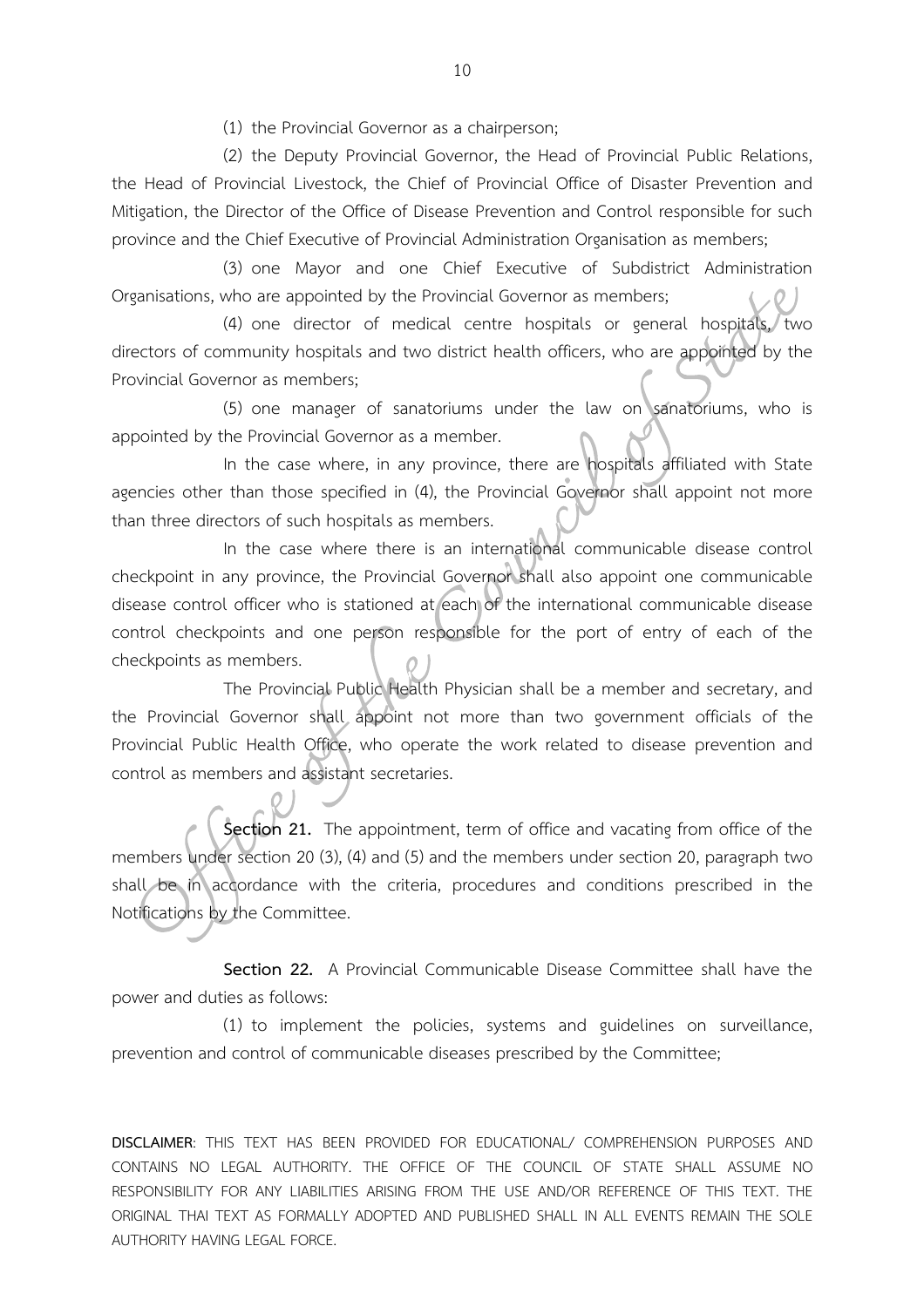(1) the Provincial Governor as a chairperson;

(2) the Deputy Provincial Governor, the Head of Provincial Public Relations, the Head of Provincial Livestock, the Chief of Provincial Office of Disaster Prevention and Mitigation, the Director of the Office of Disease Prevention and Control responsible for such province and the Chief Executive of Provincial Administration Organisation as members;

(3) one Mayor and one Chief Executive of Subdistrict Administration Organisations, who are appointed by the Provincial Governor as members;

(4) one director of medical centre hospitals or general hospitals, two directors of community hospitals and two district health officers, who are appointed by the Provincial Governor as members;

(5) one manager of sanatoriums under the law on sanatoriums, who is appointed by the Provincial Governor as a member.

In the case where, in any province, there are hospitals affiliated with State agencies other than those specified in (4), the Provincial Governor shall appoint not more than three directors of such hospitals as members.

In the case where there is an international communicable disease control checkpoint in any province, the Provincial Governor shall also appoint one communicable disease control officer who is stationed at each of the international communicable disease control checkpoints and one person responsible for the port of entry of each of the checkpoints as members.

The Provincial Public Health Physician shall be a member and secretary, and the Provincial Governor shall appoint not more than two government officials of the Provincial Public Health Office, who operate the work related to disease prevention and control as members and assistant secretaries.

**Section 21.** The appointment, term of office and vacating from office of the members under section 20 (3), (4) and (5) and the members under section 20, paragraph two shall be in accordance with the criteria, procedures and conditions prescribed in the Notifications by the Committee.

**Section 22.** A Provincial Communicable Disease Committee shall have the power and duties as follows:

(1) to implement the policies, systems and guidelines on surveillance, prevention and control of communicable diseases prescribed by the Committee;

**DISCLAIMER**: THIS TEXT HAS BEEN PROVIDED FOR EDUCATIONAL/ COMPREHENSION PURPOSES AND CONTAINS NO LEGAL AUTHORITY. THE OFFICE OF THE COUNCIL OF STATE SHALL ASSUME NO RESPONSIBILITY FOR ANY LIABILITIES ARISING FROM THE USE AND/OR REFERENCE OF THIS TEXT. THE ORIGINAL THAI TEXT AS FORMALLY ADOPTED AND PUBLISHED SHALL IN ALL EVENTS REMAIN THE SOLE AUTHORITY HAVING LEGAL FORCE.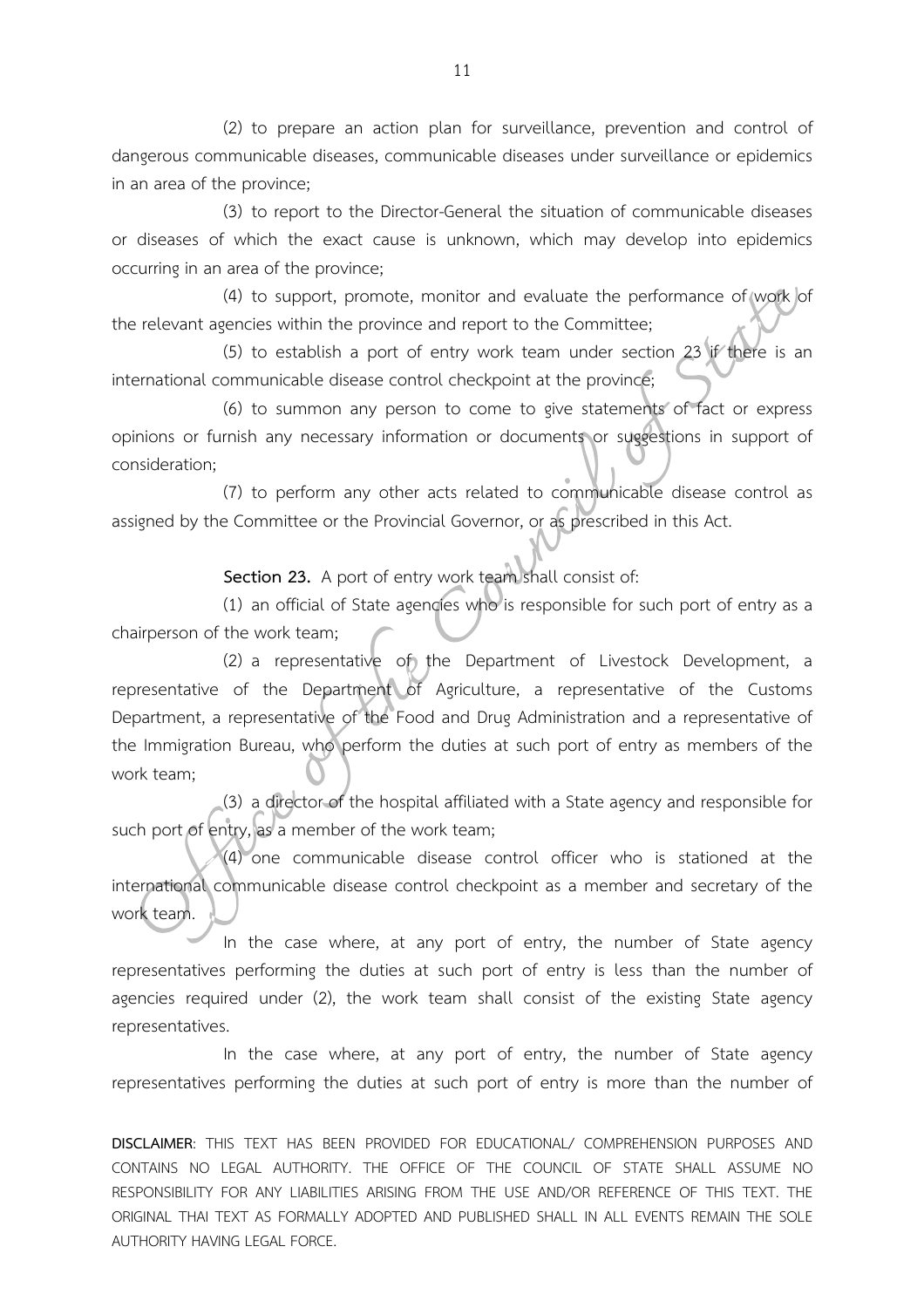(2) to prepare an action plan for surveillance, prevention and control of dangerous communicable diseases, communicable diseases under surveillance or epidemics in an area of the province;

(3) to report to the Director-General the situation of communicable diseases or diseases of which the exact cause is unknown, which may develop into epidemics occurring in an area of the province;

(4) to support, promote, monitor and evaluate the performance of work of the relevant agencies within the province and report to the Committee;

(5) to establish a port of entry work team under section 23 if there is an international communicable disease control checkpoint at the province;

(6) to summon any person to come to give statements of fact or express opinions or furnish any necessary information or documents or suggestions in support of consideration;

(7) to perform any other acts related to communicable disease control as assigned by the Committee or the Provincial Governor, or as prescribed in this Act.

**Section 23.** A port of entry work team shall consist of:

(1) an official of State agencies who is responsible for such port of entry as a chairperson of the work team;

(2) a representative of the Department of Livestock Development, a representative of the Department of Agriculture, a representative of the Customs Department, a representative of the Food and Drug Administration and a representative of the Immigration Bureau, who perform the duties at such port of entry as members of the work team;

(3) a director of the hospital affiliated with a State agency and responsible for such port of entry, as a member of the work team;

(4) one communicable disease control officer who is stationed at the international communicable disease control checkpoint as a member and secretary of the work team.

In the case where, at any port of entry, the number of State agency representatives performing the duties at such port of entry is less than the number of agencies required under (2), the work team shall consist of the existing State agency representatives.

In the case where, at any port of entry, the number of State agency representatives performing the duties at such port of entry is more than the number of

**DISCLAIMER**: THIS TEXT HAS BEEN PROVIDED FOR EDUCATIONAL/ COMPREHENSION PURPOSES AND CONTAINS NO LEGAL AUTHORITY. THE OFFICE OF THE COUNCIL OF STATE SHALL ASSUME NO RESPONSIBILITY FOR ANY LIABILITIES ARISING FROM THE USE AND/OR REFERENCE OF THIS TEXT. THE ORIGINAL THAI TEXT AS FORMALLY ADOPTED AND PUBLISHED SHALL IN ALL EVENTS REMAIN THE SOLE AUTHORITY HAVING LEGAL FORCE.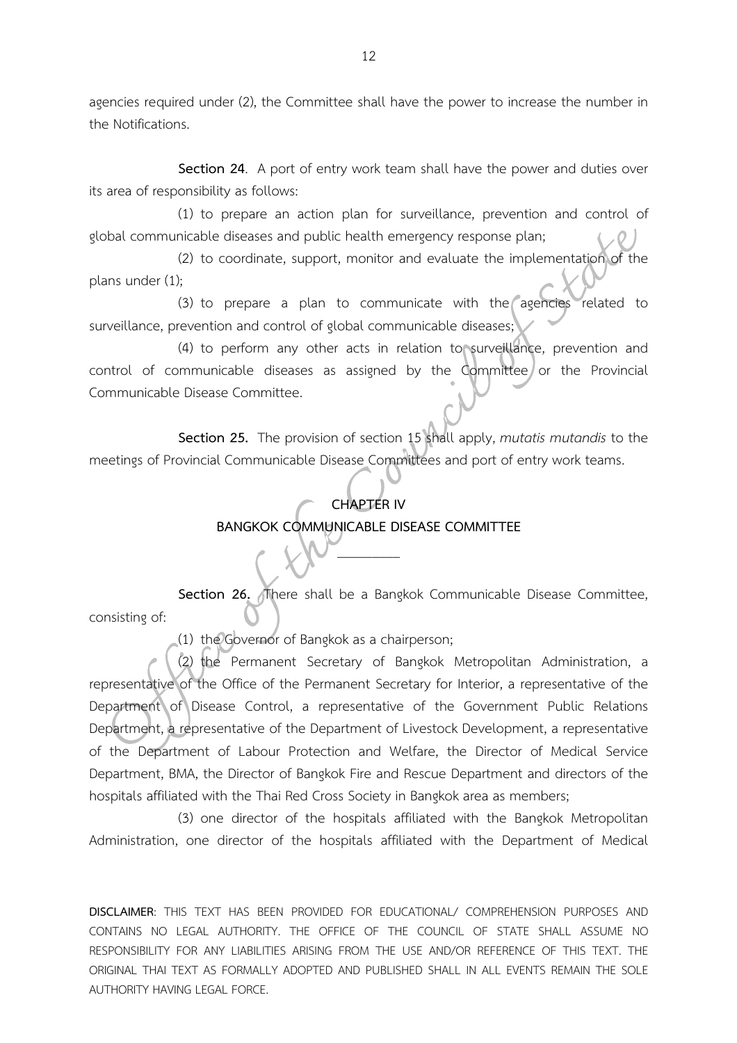agencies required under (2), the Committee shall have the power to increase the number in the Notifications.

**Section 24**. A port of entry work team shall have the power and duties over its area of responsibility as follows:

(1) to prepare an action plan for surveillance, prevention and control of global communicable diseases and public health emergency response plan;

(2) to coordinate, support, monitor and evaluate the implementation of the plans under (1);

(3) to prepare a plan to communicate with the agencies related to surveillance, prevention and control of global communicable diseases;

(4) to perform any other acts in relation to surveillance, prevention and control of communicable diseases as assigned by the Committee or the Provincial Communicable Disease Committee.

**Section 25.** The provision of section 15 shall apply, *mutatis mutandis* to the meetings of Provincial Communicable Disease Committees and port of entry work teams.

## CHAPTER IV
## BANGKOK COMMUNICABLE DISEASE COMMITTEE

---

**Section 26.** There shall be a Bangkok Communicable Disease Committee, consisting of:

(1) the Governor of Bangkok as a chairperson;

(2) the Permanent Secretary of Bangkok Metropolitan Administration, a representative of the Office of the Permanent Secretary for Interior, a representative of the Department of Disease Control, a representative of the Government Public Relations Department, a representative of the Department of Livestock Development, a representative of the Department of Labour Protection and Welfare, the Director of Medical Service Department, BMA, the Director of Bangkok Fire and Rescue Department and directors of the hospitals affiliated with the Thai Red Cross Society in Bangkok area as members;

(3) one director of the hospitals affiliated with the Bangkok Metropolitan Administration, one director of the hospitals affiliated with the Department of Medical

**DISCLAIMER**: THIS TEXT HAS BEEN PROVIDED FOR EDUCATIONAL/ COMPREHENSION PURPOSES AND CONTAINS NO LEGAL AUTHORITY. THE OFFICE OF THE COUNCIL OF STATE SHALL ASSUME NO RESPONSIBILITY FOR ANY LIABILITIES ARISING FROM THE USE AND/OR REFERENCE OF THIS TEXT. THE ORIGINAL THAI TEXT AS FORMALLY ADOPTED AND PUBLISHED SHALL IN ALL EVENTS REMAIN THE SOLE AUTHORITY HAVING LEGAL FORCE.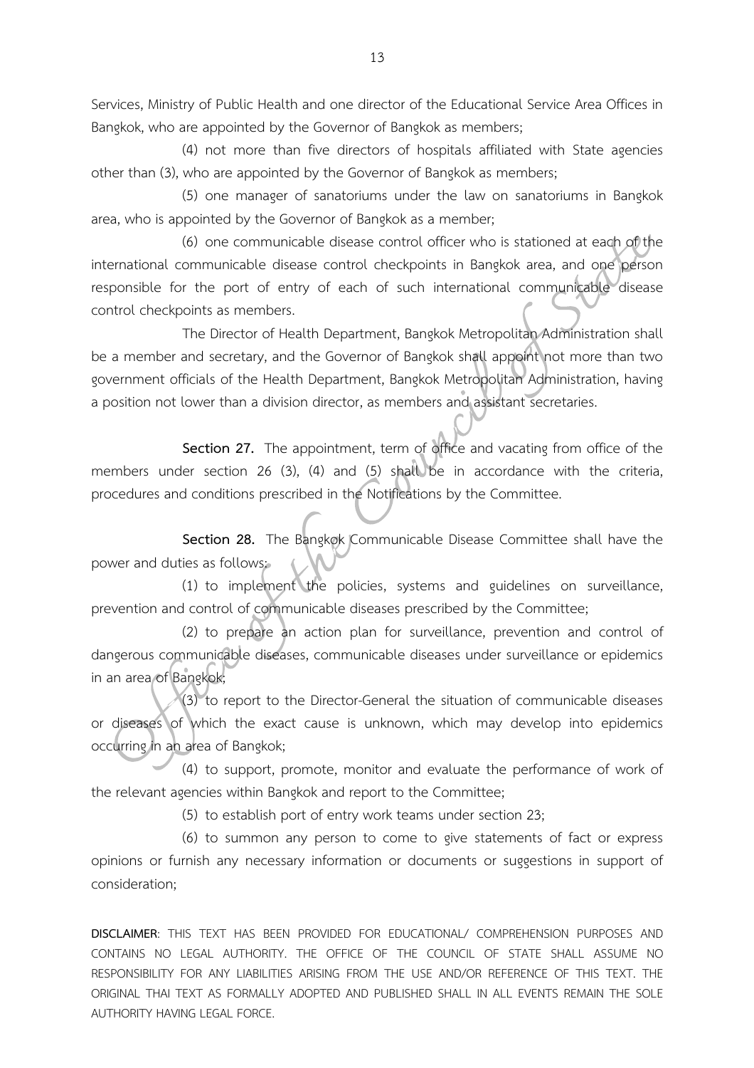Services, Ministry of Public Health and one director of the Educational Service Area Offices in Bangkok, who are appointed by the Governor of Bangkok as members;

(4) not more than five directors of hospitals affiliated with State agencies other than (3), who are appointed by the Governor of Bangkok as members;

(5) one manager of sanatoriums under the law on sanatoriums in Bangkok area, who is appointed by the Governor of Bangkok as a member;

(6) one communicable disease control officer who is stationed at each of the international communicable disease control checkpoints in Bangkok area, and one person responsible for the port of entry of each of such international communicable disease control checkpoints as members.

The Director of Health Department, Bangkok Metropolitan Administration shall be a member and secretary, and the Governor of Bangkok shall appoint not more than two government officials of the Health Department, Bangkok Metropolitan Administration, having a position not lower than a division director, as members and assistant secretaries.

**Section 27.** The appointment, term of office and vacating from office of the members under section 26 (3), (4) and (5) shall be in accordance with the criteria, procedures and conditions prescribed in the Notifications by the Committee.

**Section 28.** The Bangkok Communicable Disease Committee shall have the power and duties as follows:

(1) to implement the policies, systems and guidelines on surveillance, prevention and control of communicable diseases prescribed by the Committee;

(2) to prepare an action plan for surveillance, prevention and control of dangerous communicable diseases, communicable diseases under surveillance or epidemics in an area of Bangkok;

(3) to report to the Director-General the situation of communicable diseases or diseases of which the exact cause is unknown, which may develop into epidemics occurring in an area of Bangkok;

(4) to support, promote, monitor and evaluate the performance of work of the relevant agencies within Bangkok and report to the Committee;

(5) to establish port of entry work teams under section 23;

(6) to summon any person to come to give statements of fact or express opinions or furnish any necessary information or documents or suggestions in support of consideration;

**DISCLAIMER**: THIS TEXT HAS BEEN PROVIDED FOR EDUCATIONAL/ COMPREHENSION PURPOSES AND CONTAINS NO LEGAL AUTHORITY. THE OFFICE OF THE COUNCIL OF STATE SHALL ASSUME NO RESPONSIBILITY FOR ANY LIABILITIES ARISING FROM THE USE AND/OR REFERENCE OF THIS TEXT. THE ORIGINAL THAI TEXT AS FORMALLY ADOPTED AND PUBLISHED SHALL IN ALL EVENTS REMAIN THE SOLE AUTHORITY HAVING LEGAL FORCE.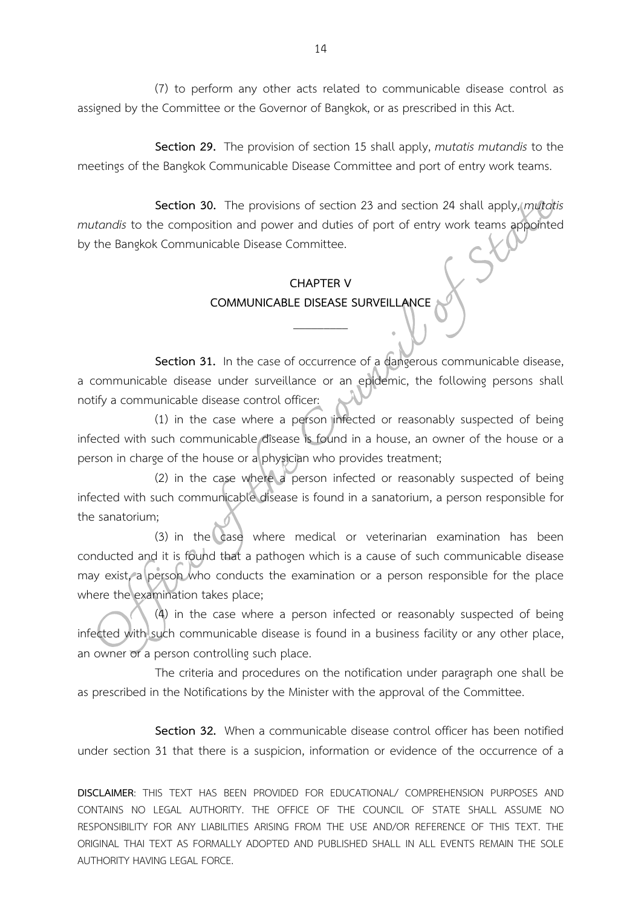(7) to perform any other acts related to communicable disease control as assigned by the Committee or the Governor of Bangkok, or as prescribed in this Act.

**Section 29.** The provision of section 15 shall apply, *mutatis mutandis* to the meetings of the Bangkok Communicable Disease Committee and port of entry work teams.

**Section 30.** The provisions of section 23 and section 24 shall apply, *mutatis mutandis* to the composition and power and duties of port of entry work teams appointed by the Bangkok Communicable Disease Committee.

## CHAPTER V
## COMMUNICABLE DISEASE SURVEILLANCE

---

**Section 31.** In the case of occurrence of a dangerous communicable disease, a communicable disease under surveillance or an epidemic, the following persons shall notify a communicable disease control officer:

(1) in the case where a person infected or reasonably suspected of being infected with such communicable disease is found in a house, an owner of the house or a person in charge of the house or a physician who provides treatment;

(2) in the case where a person infected or reasonably suspected of being infected with such communicable disease is found in a sanatorium, a person responsible for the sanatorium;

(3) in the case where medical or veterinarian examination has been conducted and it is found that a pathogen which is a cause of such communicable disease may exist, a person who conducts the examination or a person responsible for the place where the examination takes place;

(4) in the case where a person infected or reasonably suspected of being infected with such communicable disease is found in a business facility or any other place, an owner or a person controlling such place.

The criteria and procedures on the notification under paragraph one shall be as prescribed in the Notifications by the Minister with the approval of the Committee.

**Section 32.** When a communicable disease control officer has been notified under section 31 that there is a suspicion, information or evidence of the occurrence of a

**DISCLAIMER**: THIS TEXT HAS BEEN PROVIDED FOR EDUCATIONAL/ COMPREHENSION PURPOSES AND CONTAINS NO LEGAL AUTHORITY. THE OFFICE OF THE COUNCIL OF STATE SHALL ASSUME NO RESPONSIBILITY FOR ANY LIABILITIES ARISING FROM THE USE AND/OR REFERENCE OF THIS TEXT. THE ORIGINAL THAI TEXT AS FORMALLY ADOPTED AND PUBLISHED SHALL IN ALL EVENTS REMAIN THE SOLE AUTHORITY HAVING LEGAL FORCE.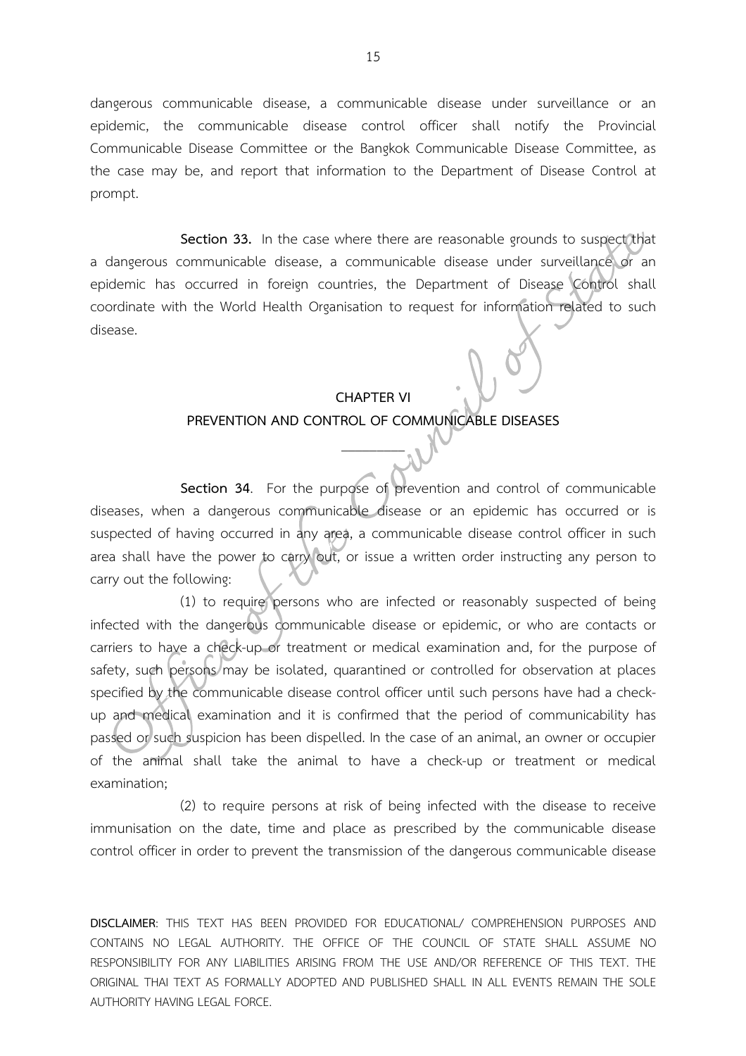dangerous communicable disease, a communicable disease under surveillance or an epidemic, the communicable disease control officer shall notify the Provincial Communicable Disease Committee or the Bangkok Communicable Disease Committee, as the case may be, and report that information to the Department of Disease Control at prompt.

**Section 33.** In the case where there are reasonable grounds to suspect that a dangerous communicable disease, a communicable disease under surveillance or an epidemic has occurred in foreign countries, the Department of Disease Control shall coordinate with the World Health Organisation to request for information related to such disease.

## CHAPTER VI
## PREVENTION AND CONTROL OF COMMUNICABLE DISEASES

**Section 34**. For the purpose of prevention and control of communicable diseases, when a dangerous communicable disease or an epidemic has occurred or is suspected of having occurred in any area, a communicable disease control officer in such area shall have the power to carry out, or issue a written order instructing any person to carry out the following:

(1) to require persons who are infected or reasonably suspected of being infected with the dangerous communicable disease or epidemic, or who are contacts or carriers to have a check-up or treatment or medical examination and, for the purpose of safety, such persons may be isolated, quarantined or controlled for observation at places specified by the communicable disease control officer until such persons have had a check-up and medical examination and it is confirmed that the period of communicability has passed or such suspicion has been dispelled. In the case of an animal, an owner or occupier of the animal shall take the animal to have a check-up or treatment or medical examination;

(2) to require persons at risk of being infected with the disease to receive immunisation on the date, time and place as prescribed by the communicable disease control officer in order to prevent the transmission of the dangerous communicable disease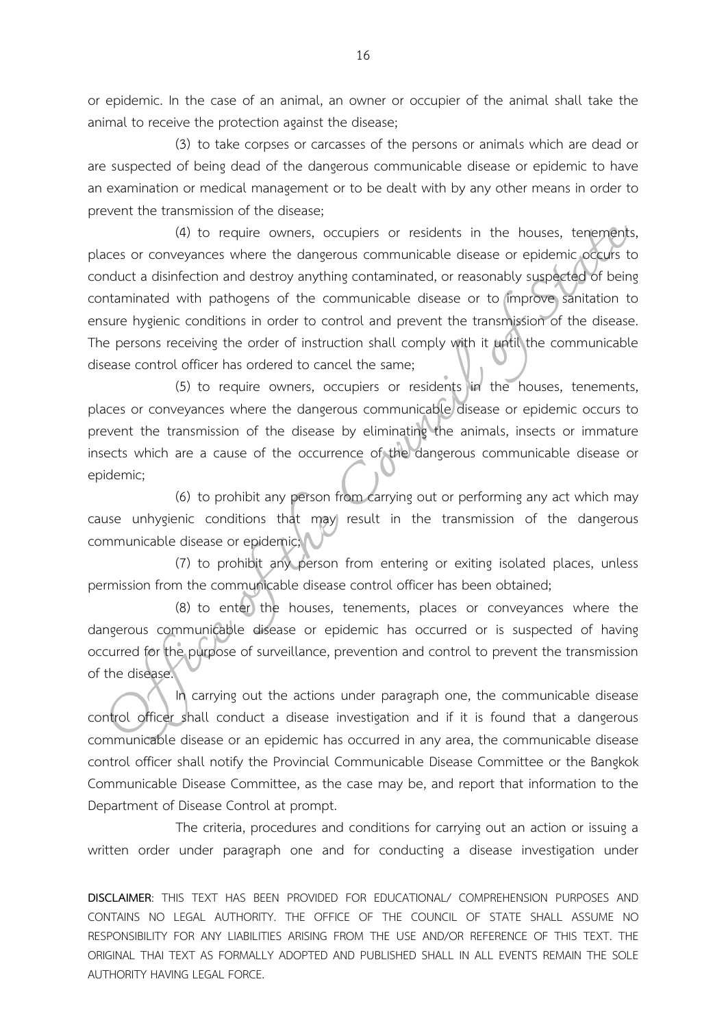or epidemic. In the case of an animal, an owner or occupier of the animal shall take the animal to receive the protection against the disease;

(3) to take corpses or carcasses of the persons or animals which are dead or are suspected of being dead of the dangerous communicable disease or epidemic to have an examination or medical management or to be dealt with by any other means in order to prevent the transmission of the disease;

(4) to require owners, occupiers or residents in the houses, tenements, places or conveyances where the dangerous communicable disease or epidemic occurs to conduct a disinfection and destroy anything contaminated, or reasonably suspected of being contaminated with pathogens of the communicable disease or to improve sanitation to ensure hygienic conditions in order to control and prevent the transmission of the disease. The persons receiving the order of instruction shall comply with it until the communicable disease control officer has ordered to cancel the same;

(5) to require owners, occupiers or residents in the houses, tenements, places or conveyances where the dangerous communicable disease or epidemic occurs to prevent the transmission of the disease by eliminating the animals, insects or immature insects which are a cause of the occurrence of the dangerous communicable disease or epidemic;

(6) to prohibit any person from carrying out or performing any act which may cause unhygienic conditions that may result in the transmission of the dangerous communicable disease or epidemic;

(7) to prohibit any person from entering or exiting isolated places, unless permission from the communicable disease control officer has been obtained;

(8) to enter the houses, tenements, places or conveyances where the dangerous communicable disease or epidemic has occurred or is suspected of having occurred for the purpose of surveillance, prevention and control to prevent the transmission of the disease.

In carrying out the actions under paragraph one, the communicable disease control officer shall conduct a disease investigation and if it is found that a dangerous communicable disease or an epidemic has occurred in any area, the communicable disease control officer shall notify the Provincial Communicable Disease Committee or the Bangkok Communicable Disease Committee, as the case may be, and report that information to the Department of Disease Control at prompt.

The criteria, procedures and conditions for carrying out an action or issuing a written order under paragraph one and for conducting a disease investigation under

**DISCLAIMER**: THIS TEXT HAS BEEN PROVIDED FOR EDUCATIONAL/ COMPREHENSION PURPOSES AND CONTAINS NO LEGAL AUTHORITY. THE OFFICE OF THE COUNCIL OF STATE SHALL ASSUME NO RESPONSIBILITY FOR ANY LIABILITIES ARISING FROM THE USE AND/OR REFERENCE OF THIS TEXT. THE ORIGINAL THAI TEXT AS FORMALLY ADOPTED AND PUBLISHED SHALL IN ALL EVENTS REMAIN THE SOLE AUTHORITY HAVING LEGAL FORCE.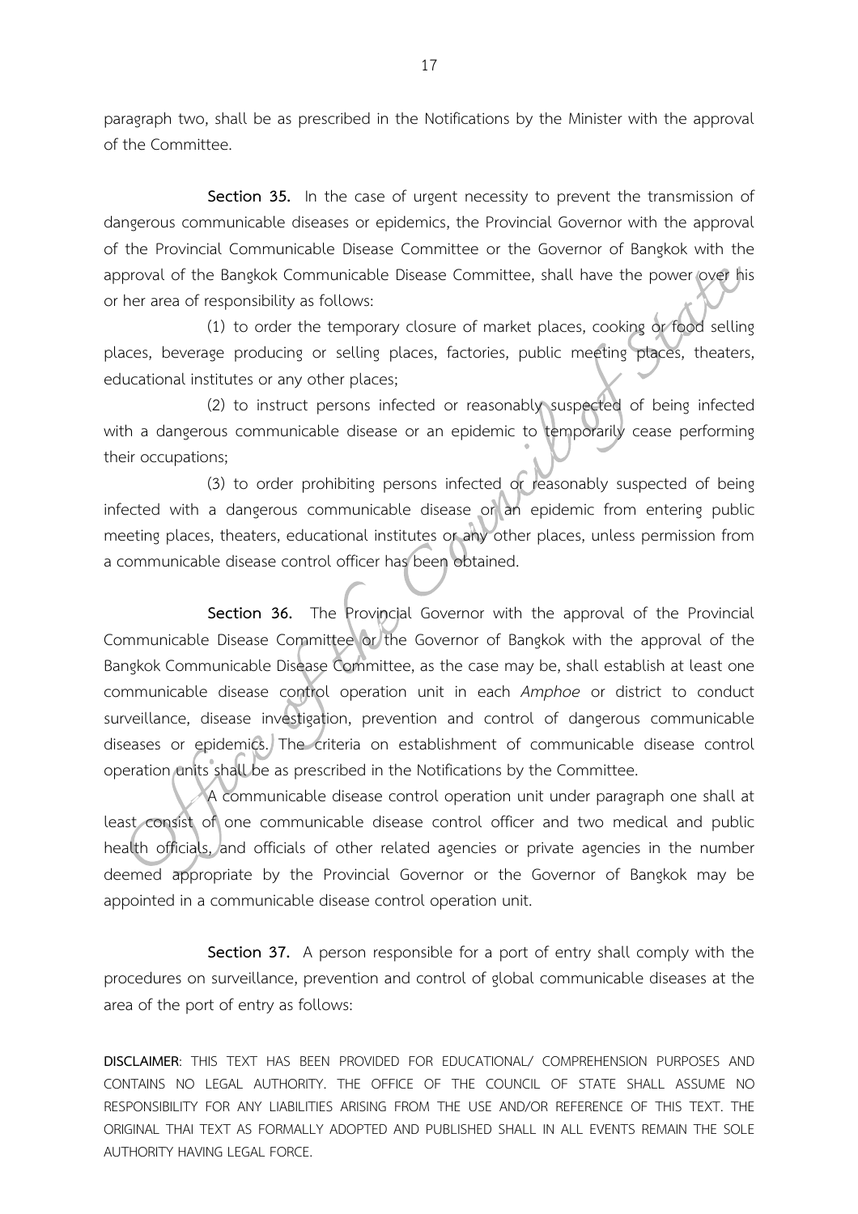paragraph two, shall be as prescribed in the Notifications by the Minister with the approval of the Committee.

**Section 35.** In the case of urgent necessity to prevent the transmission of dangerous communicable diseases or epidemics, the Provincial Governor with the approval of the Provincial Communicable Disease Committee or the Governor of Bangkok with the approval of the Bangkok Communicable Disease Committee, shall have the power over his or her area of responsibility as follows:

(1) to order the temporary closure of market places, cooking or food selling places, beverage producing or selling places, factories, public meeting places, theaters, educational institutes or any other places;

(2) to instruct persons infected or reasonably suspected of being infected with a dangerous communicable disease or an epidemic to temporarily cease performing their occupations;

(3) to order prohibiting persons infected or reasonably suspected of being infected with a dangerous communicable disease or an epidemic from entering public meeting places, theaters, educational institutes or any other places, unless permission from a communicable disease control officer has been obtained.

**Section 36.** The Provincial Governor with the approval of the Provincial Communicable Disease Committee or the Governor of Bangkok with the approval of the Bangkok Communicable Disease Committee, as the case may be, shall establish at least one communicable disease control operation unit in each *Amphoe* or district to conduct surveillance, disease investigation, prevention and control of dangerous communicable diseases or epidemics. The criteria on establishment of communicable disease control operation units shall be as prescribed in the Notifications by the Committee.

A communicable disease control operation unit under paragraph one shall at least consist of one communicable disease control officer and two medical and public health officials, and officials of other related agencies or private agencies in the number deemed appropriate by the Provincial Governor or the Governor of Bangkok may be appointed in a communicable disease control operation unit.

**Section 37.** A person responsible for a port of entry shall comply with the procedures on surveillance, prevention and control of global communicable diseases at the area of the port of entry as follows:

**DISCLAIMER**: THIS TEXT HAS BEEN PROVIDED FOR EDUCATIONAL/ COMPREHENSION PURPOSES AND CONTAINS NO LEGAL AUTHORITY. THE OFFICE OF THE COUNCIL OF STATE SHALL ASSUME NO RESPONSIBILITY FOR ANY LIABILITIES ARISING FROM THE USE AND/OR REFERENCE OF THIS TEXT. THE ORIGINAL THAI TEXT AS FORMALLY ADOPTED AND PUBLISHED SHALL IN ALL EVENTS REMAIN THE SOLE AUTHORITY HAVING LEGAL FORCE.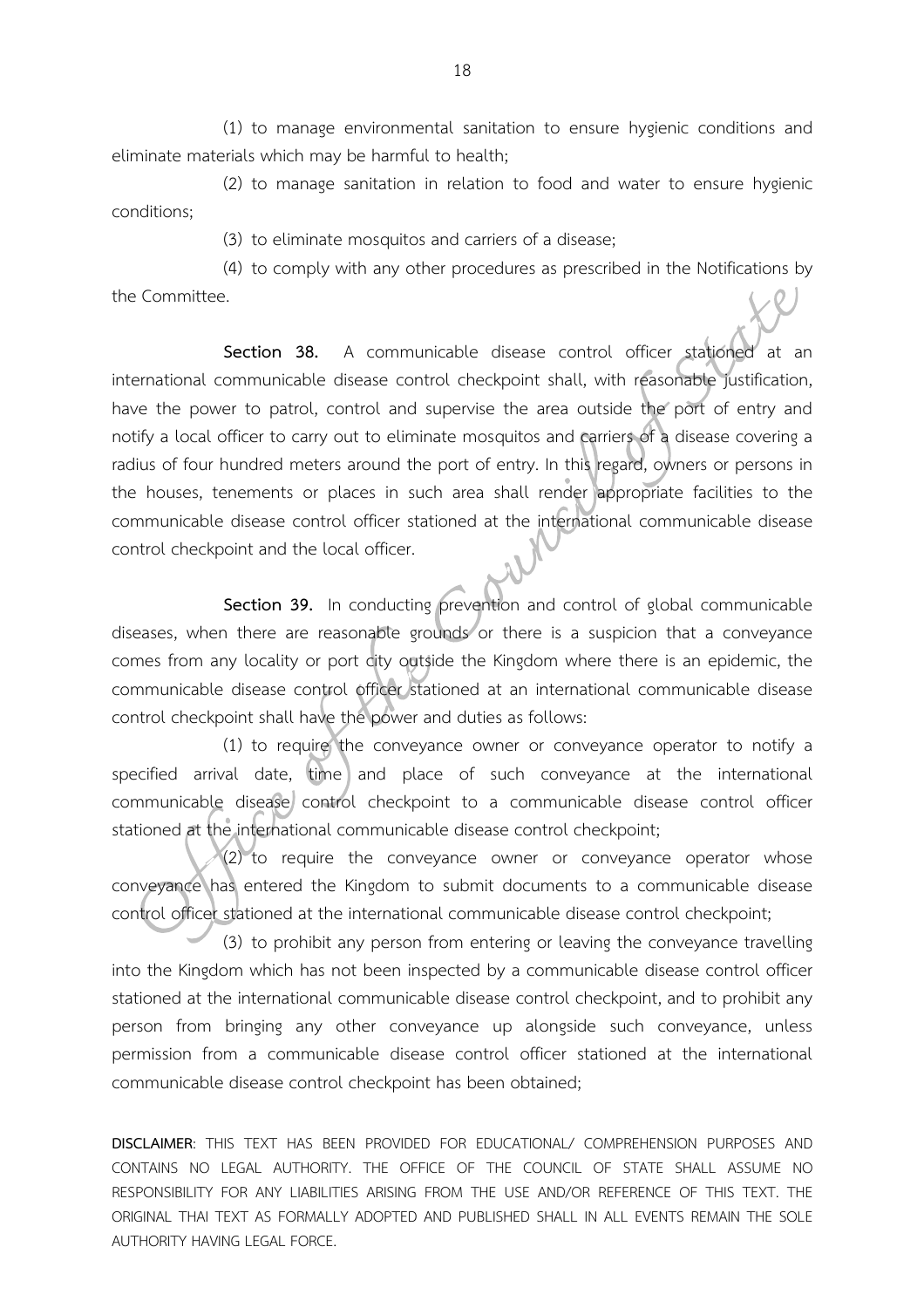(1) to manage environmental sanitation to ensure hygienic conditions and eliminate materials which may be harmful to health;

(2) to manage sanitation in relation to food and water to ensure hygienic conditions;

(3) to eliminate mosquitos and carriers of a disease;

(4) to comply with any other procedures as prescribed in the Notifications by the Committee.

**Section 38.** A communicable disease control officer stationed at an international communicable disease control checkpoint shall, with reasonable justification, have the power to patrol, control and supervise the area outside the port of entry and notify a local officer to carry out to eliminate mosquitos and carriers of a disease covering a radius of four hundred meters around the port of entry. In this regard, owners or persons in the houses, tenements or places in such area shall render appropriate facilities to the communicable disease control officer stationed at the international communicable disease control checkpoint and the local officer.

**Section 39.** In conducting prevention and control of global communicable diseases, when there are reasonable grounds or there is a suspicion that a conveyance comes from any locality or port city outside the Kingdom where there is an epidemic, the communicable disease control officer stationed at an international communicable disease control checkpoint shall have the power and duties as follows:

(1) to require the conveyance owner or conveyance operator to notify a specified arrival date, time and place of such conveyance at the international communicable disease control checkpoint to a communicable disease control officer stationed at the international communicable disease control checkpoint;

(2) to require the conveyance owner or conveyance operator whose conveyance has entered the Kingdom to submit documents to a communicable disease control officer stationed at the international communicable disease control checkpoint;

(3) to prohibit any person from entering or leaving the conveyance travelling into the Kingdom which has not been inspected by a communicable disease control officer stationed at the international communicable disease control checkpoint, and to prohibit any person from bringing any other conveyance up alongside such conveyance, unless permission from a communicable disease control officer stationed at the international communicable disease control checkpoint has been obtained;

**DISCLAIMER**: THIS TEXT HAS BEEN PROVIDED FOR EDUCATIONAL/ COMPREHENSION PURPOSES AND CONTAINS NO LEGAL AUTHORITY. THE OFFICE OF THE COUNCIL OF STATE SHALL ASSUME NO RESPONSIBILITY FOR ANY LIABILITIES ARISING FROM THE USE AND/OR REFERENCE OF THIS TEXT. THE ORIGINAL THAI TEXT AS FORMALLY ADOPTED AND PUBLISHED SHALL IN ALL EVENTS REMAIN THE SOLE AUTHORITY HAVING LEGAL FORCE.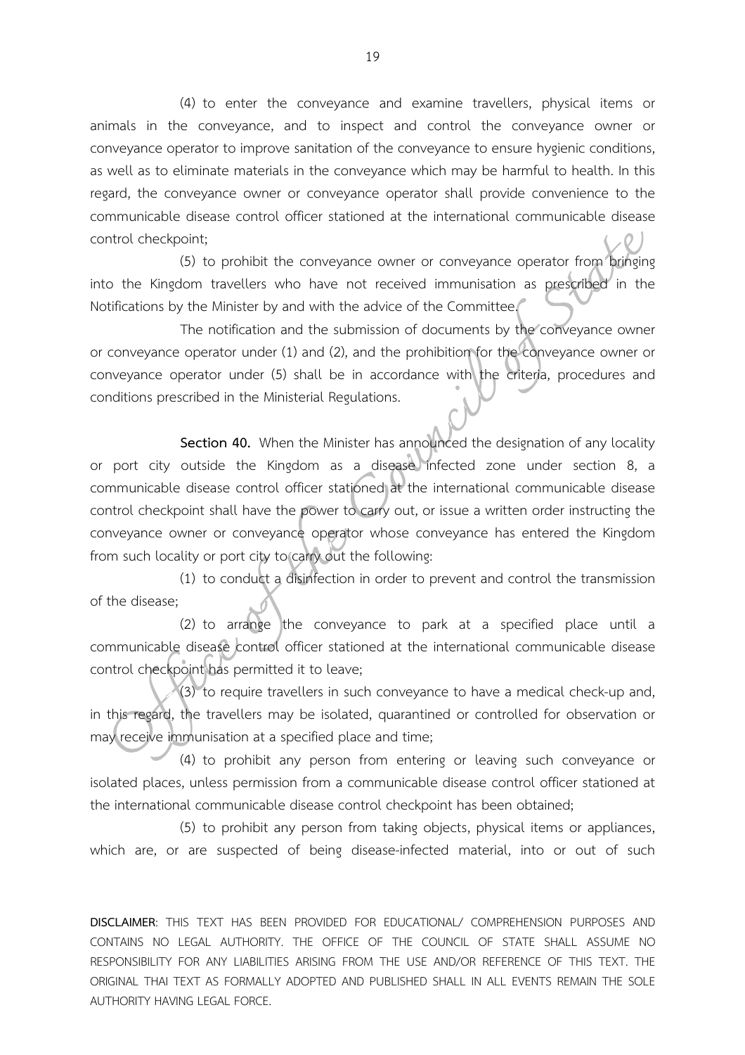(4) to enter the conveyance and examine travellers, physical items or animals in the conveyance, and to inspect and control the conveyance owner or conveyance operator to improve sanitation of the conveyance to ensure hygienic conditions, as well as to eliminate materials in the conveyance which may be harmful to health. In this regard, the conveyance owner or conveyance operator shall provide convenience to the communicable disease control officer stationed at the international communicable disease control checkpoint;

(5) to prohibit the conveyance owner or conveyance operator from bringing into the Kingdom travellers who have not received immunisation as prescribed in the Notifications by the Minister by and with the advice of the Committee.

The notification and the submission of documents by the conveyance owner or conveyance operator under (1) and (2), and the prohibition for the conveyance owner or conveyance operator under (5) shall be in accordance with the criteria, procedures and conditions prescribed in the Ministerial Regulations.

**Section 40.** When the Minister has announced the designation of any locality or port city outside the Kingdom as a disease infected zone under section 8, a communicable disease control officer stationed at the international communicable disease control checkpoint shall have the power to carry out, or issue a written order instructing the conveyance owner or conveyance operator whose conveyance has entered the Kingdom from such locality or port city to carry out the following:

(1) to conduct a disinfection in order to prevent and control the transmission of the disease;

(2) to arrange the conveyance to park at a specified place until a communicable disease control officer stationed at the international communicable disease control checkpoint has permitted it to leave;

(3) to require travellers in such conveyance to have a medical check-up and, in this regard, the travellers may be isolated, quarantined or controlled for observation or may receive immunisation at a specified place and time;

(4) to prohibit any person from entering or leaving such conveyance or isolated places, unless permission from a communicable disease control officer stationed at the international communicable disease control checkpoint has been obtained;

(5) to prohibit any person from taking objects, physical items or appliances, which are, or are suspected of being disease-infected material, into or out of such

**DISCLAIMER**: THIS TEXT HAS BEEN PROVIDED FOR EDUCATIONAL/ COMPREHENSION PURPOSES AND CONTAINS NO LEGAL AUTHORITY. THE OFFICE OF THE COUNCIL OF STATE SHALL ASSUME NO RESPONSIBILITY FOR ANY LIABILITIES ARISING FROM THE USE AND/OR REFERENCE OF THIS TEXT. THE ORIGINAL THAI TEXT AS FORMALLY ADOPTED AND PUBLISHED SHALL IN ALL EVENTS REMAIN THE SOLE AUTHORITY HAVING LEGAL FORCE.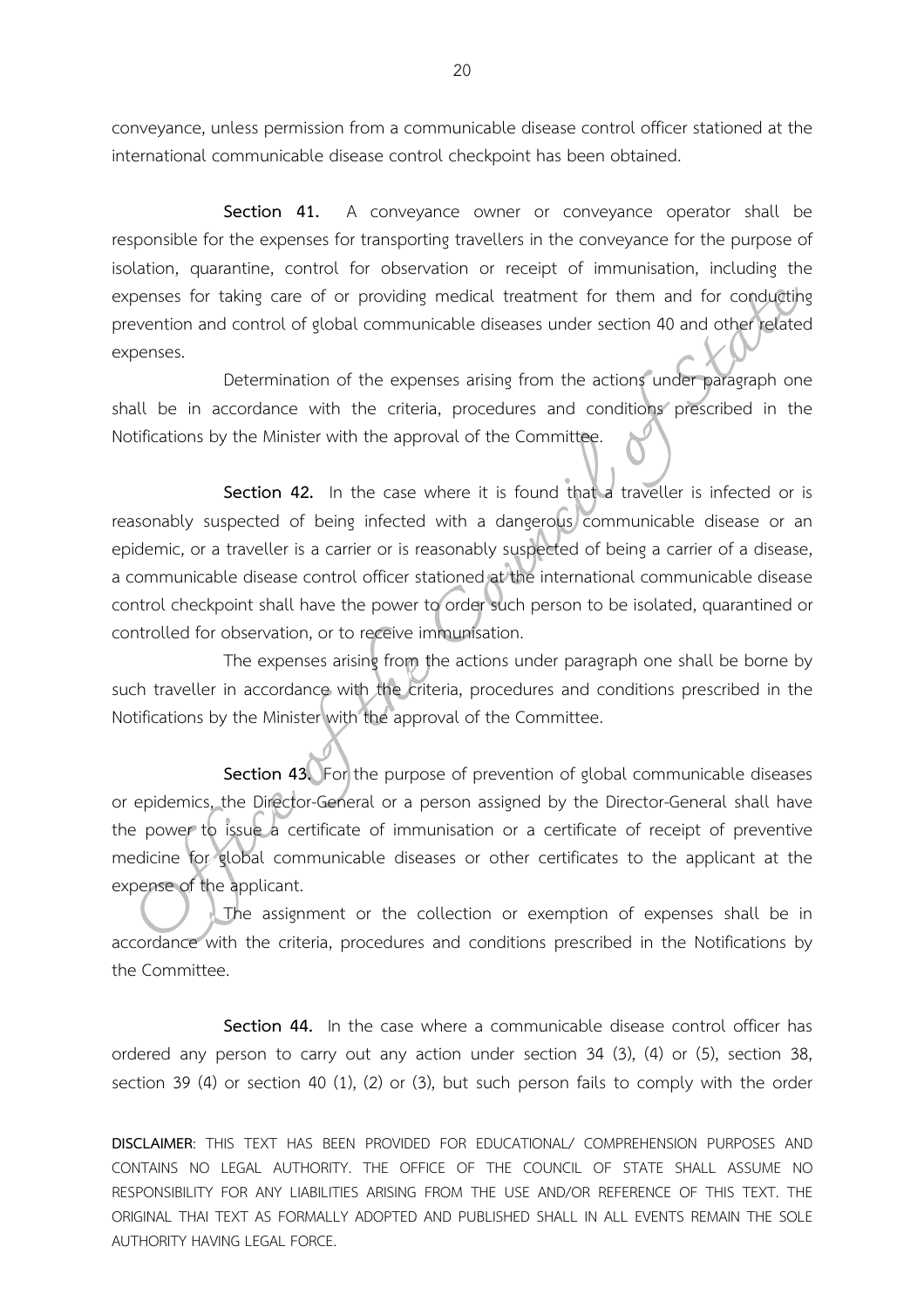conveyance, unless permission from a communicable disease control officer stationed at the international communicable disease control checkpoint has been obtained.

**Section 41.** A conveyance owner or conveyance operator shall be responsible for the expenses for transporting travellers in the conveyance for the purpose of isolation, quarantine, control for observation or receipt of immunisation, including the expenses for taking care of or providing medical treatment for them and for conducting prevention and control of global communicable diseases under section 40 and other related expenses.

Determination of the expenses arising from the actions under paragraph one shall be in accordance with the criteria, procedures and conditions prescribed in the Notifications by the Minister with the approval of the Committee.

**Section 42.** In the case where it is found that a traveller is infected or is reasonably suspected of being infected with a dangerous communicable disease or an epidemic, or a traveller is a carrier or is reasonably suspected of being a carrier of a disease, a communicable disease control officer stationed at the international communicable disease control checkpoint shall have the power to order such person to be isolated, quarantined or controlled for observation, or to receive immunisation.

The expenses arising from the actions under paragraph one shall be borne by such traveller in accordance with the criteria, procedures and conditions prescribed in the Notifications by the Minister with the approval of the Committee.

**Section 43.** For the purpose of prevention of global communicable diseases or epidemics, the Director-General or a person assigned by the Director-General shall have the power to issue a certificate of immunisation or a certificate of receipt of preventive medicine for global communicable diseases or other certificates to the applicant at the expense of the applicant.

The assignment or the collection or exemption of expenses shall be in accordance with the criteria, procedures and conditions prescribed in the Notifications by the Committee.

**Section 44.** In the case where a communicable disease control officer has ordered any person to carry out any action under section 34 (3), (4) or (5), section 38, section 39 (4) or section 40 (1), (2) or (3), but such person fails to comply with the order

**DISCLAIMER**: THIS TEXT HAS BEEN PROVIDED FOR EDUCATIONAL/ COMPREHENSION PURPOSES AND CONTAINS NO LEGAL AUTHORITY. THE OFFICE OF THE COUNCIL OF STATE SHALL ASSUME NO RESPONSIBILITY FOR ANY LIABILITIES ARISING FROM THE USE AND/OR REFERENCE OF THIS TEXT. THE ORIGINAL THAI TEXT AS FORMALLY ADOPTED AND PUBLISHED SHALL IN ALL EVENTS REMAIN THE SOLE AUTHORITY HAVING LEGAL FORCE.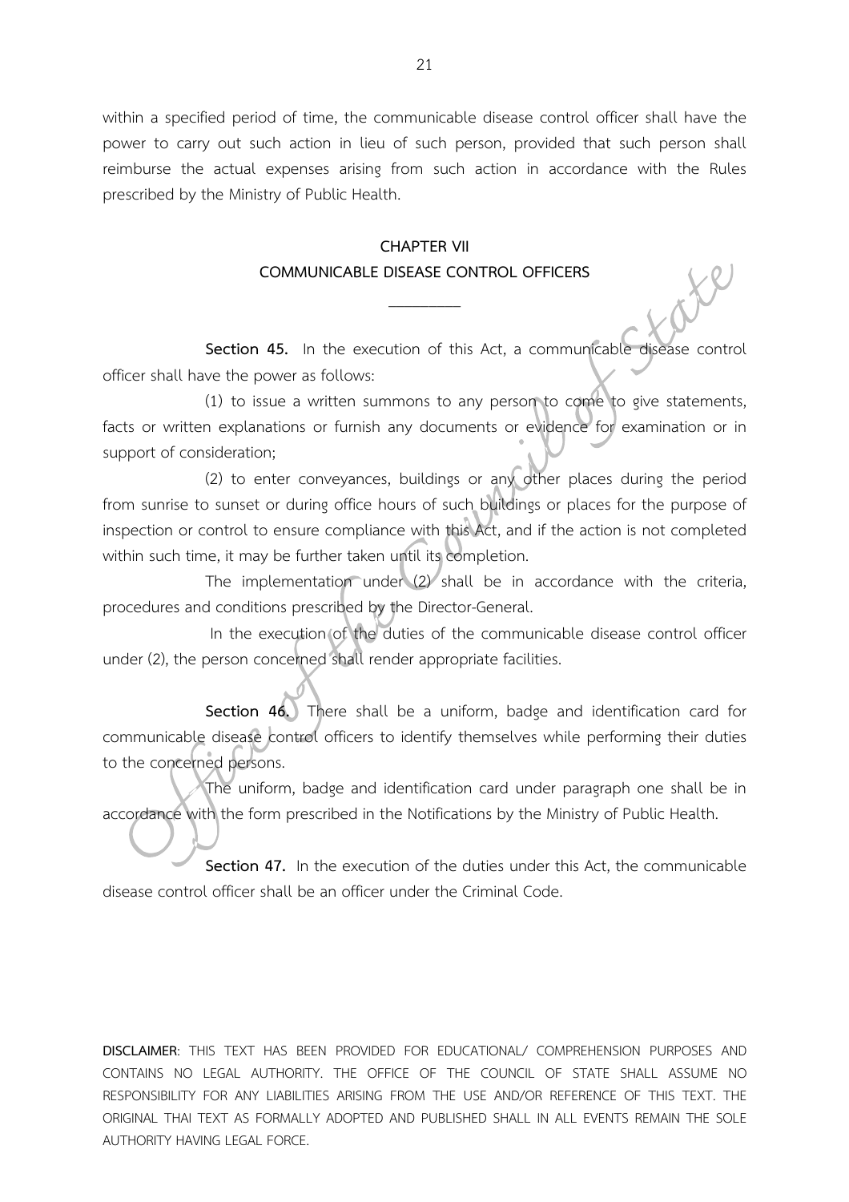within a specified period of time, the communicable disease control officer shall have the power to carry out such action in lieu of such person, provided that such person shall reimburse the actual expenses arising from such action in accordance with the Rules prescribed by the Ministry of Public Health.

## CHAPTER VII
## COMMUNICABLE DISEASE CONTROL OFFICERS

---

**Section 45.** In the execution of this Act, a communicable disease control officer shall have the power as follows:

(1) to issue a written summons to any person to come to give statements, facts or written explanations or furnish any documents or evidence for examination or in support of consideration;

(2) to enter conveyances, buildings or any other places during the period from sunrise to sunset or during office hours of such buildings or places for the purpose of inspection or control to ensure compliance with this Act, and if the action is not completed within such time, it may be further taken until its completion.

The implementation under (2) shall be in accordance with the criteria, procedures and conditions prescribed by the Director-General.

In the execution of the duties of the communicable disease control officer under (2), the person concerned shall render appropriate facilities.

**Section 46.** There shall be a uniform, badge and identification card for communicable disease control officers to identify themselves while performing their duties to the concerned persons.

The uniform, badge and identification card under paragraph one shall be in accordance with the form prescribed in the Notifications by the Ministry of Public Health.

**Section 47.** In the execution of the duties under this Act, the communicable disease control officer shall be an officer under the Criminal Code.

**DISCLAIMER**: THIS TEXT HAS BEEN PROVIDED FOR EDUCATIONAL/ COMPREHENSION PURPOSES AND CONTAINS NO LEGAL AUTHORITY. THE OFFICE OF THE COUNCIL OF STATE SHALL ASSUME NO RESPONSIBILITY FOR ANY LIABILITIES ARISING FROM THE USE AND/OR REFERENCE OF THIS TEXT. THE ORIGINAL THAI TEXT AS FORMALLY ADOPTED AND PUBLISHED SHALL IN ALL EVENTS REMAIN THE SOLE AUTHORITY HAVING LEGAL FORCE.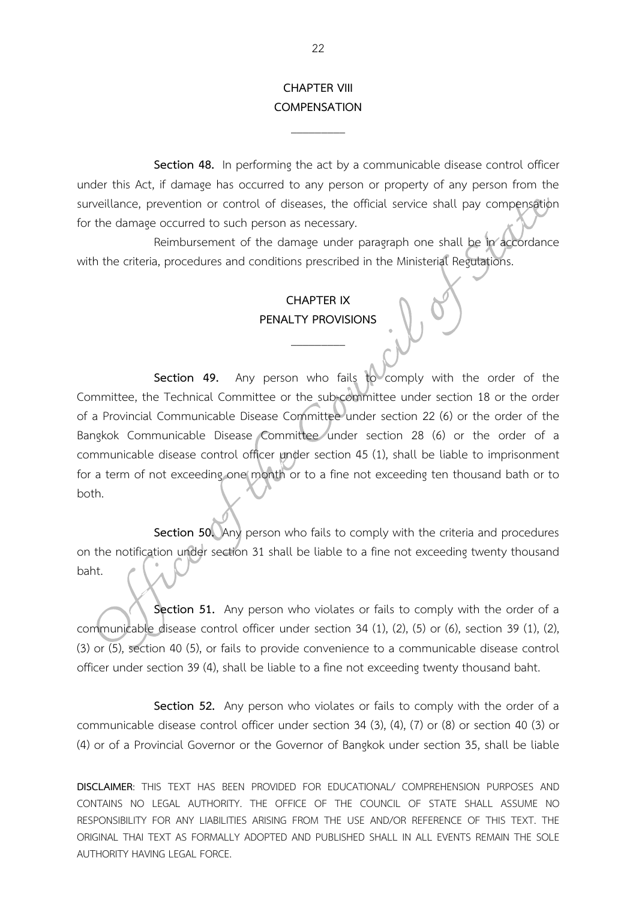## CHAPTER VIII
## COMPENSATION

---

**Section 48.** In performing the act by a communicable disease control officer under this Act, if damage has occurred to any person or property of any person from the surveillance, prevention or control of diseases, the official service shall pay compensation for the damage occurred to such person as necessary.

Reimbursement of the damage under paragraph one shall be in accordance with the criteria, procedures and conditions prescribed in the Ministerial Regulations.

## CHAPTER IX
## PENALTY PROVISIONS

---

**Section 49.** Any person who fails to comply with the order of the Committee, the Technical Committee or the sub-committee under section 18 or the order of a Provincial Communicable Disease Committee under section 22 (6) or the order of the Bangkok Communicable Disease Committee under section 28 (6) or the order of a communicable disease control officer under section 45 (1), shall be liable to imprisonment for a term of not exceeding one month or to a fine not exceeding ten thousand bath or to both.

**Section 50.** Any person who fails to comply with the criteria and procedures on the notification under section 31 shall be liable to a fine not exceeding twenty thousand baht.

**Section 51.** Any person who violates or fails to comply with the order of a communicable disease control officer under section 34 (1), (2), (5) or (6), section 39 (1), (2), (3) or (5), section 40 (5), or fails to provide convenience to a communicable disease control officer under section 39 (4), shall be liable to a fine not exceeding twenty thousand baht.

**Section 52.** Any person who violates or fails to comply with the order of a communicable disease control officer under section 34 (3), (4), (7) or (8) or section 40 (3) or (4) or of a Provincial Governor or the Governor of Bangkok under section 35, shall be liable

**DISCLAIMER**: THIS TEXT HAS BEEN PROVIDED FOR EDUCATIONAL/ COMPREHENSION PURPOSES AND CONTAINS NO LEGAL AUTHORITY. THE OFFICE OF THE COUNCIL OF STATE SHALL ASSUME NO RESPONSIBILITY FOR ANY LIABILITIES ARISING FROM THE USE AND/OR REFERENCE OF THIS TEXT. THE ORIGINAL THAI TEXT AS FORMALLY ADOPTED AND PUBLISHED SHALL IN ALL EVENTS REMAIN THE SOLE AUTHORITY HAVING LEGAL FORCE.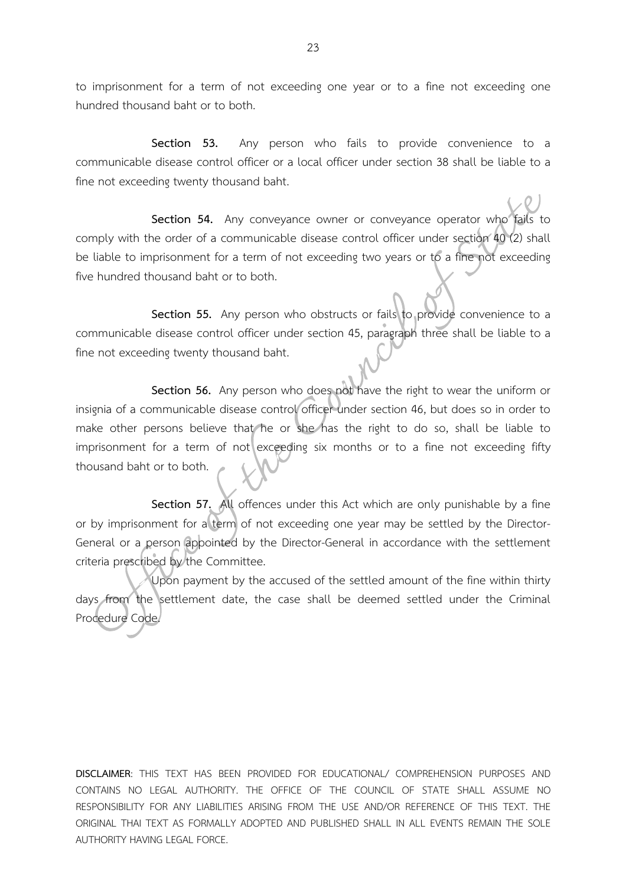to imprisonment for a term of not exceeding one year or to a fine not exceeding one hundred thousand baht or to both.

**Section 53.** Any person who fails to provide convenience to a communicable disease control officer or a local officer under section 38 shall be liable to a fine not exceeding twenty thousand baht.

**Section 54.** Any conveyance owner or conveyance operator who fails to comply with the order of a communicable disease control officer under section 40 (2) shall be liable to imprisonment for a term of not exceeding two years or to a fine not exceeding five hundred thousand baht or to both.

**Section 55.** Any person who obstructs or fails to provide convenience to a communicable disease control officer under section 45, paragraph three shall be liable to a fine not exceeding twenty thousand baht.

**Section 56.** Any person who does not have the right to wear the uniform or insignia of a communicable disease control officer under section 46, but does so in order to make other persons believe that he or she has the right to do so, shall be liable to imprisonment for a term of not exceeding six months or to a fine not exceeding fifty thousand baht or to both.

**Section 57.** All offences under this Act which are only punishable by a fine or by imprisonment for a term of not exceeding one year may be settled by the Director-General or a person appointed by the Director-General in accordance with the settlement criteria prescribed by the Committee.

Upon payment by the accused of the settled amount of the fine within thirty days from the settlement date, the case shall be deemed settled under the Criminal Procedure Code.

**DISCLAIMER**: THIS TEXT HAS BEEN PROVIDED FOR EDUCATIONAL/ COMPREHENSION PURPOSES AND CONTAINS NO LEGAL AUTHORITY. THE OFFICE OF THE COUNCIL OF STATE SHALL ASSUME NO RESPONSIBILITY FOR ANY LIABILITIES ARISING FROM THE USE AND/OR REFERENCE OF THIS TEXT. THE ORIGINAL THAI TEXT AS FORMALLY ADOPTED AND PUBLISHED SHALL IN ALL EVENTS REMAIN THE SOLE AUTHORITY HAVING LEGAL FORCE.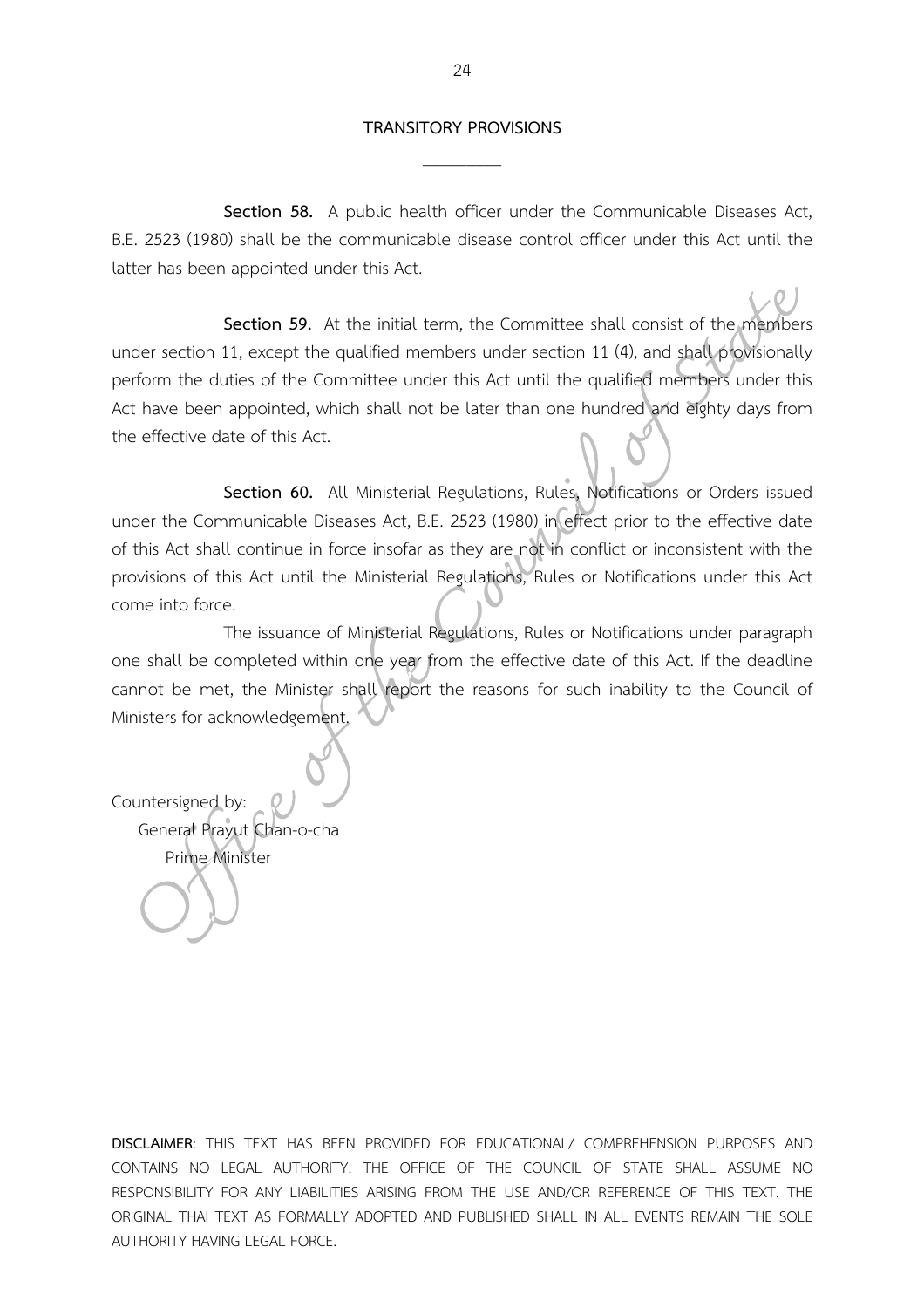## TRANSITORY PROVISIONS

---

**Section 58.** A public health officer under the Communicable Diseases Act, B.E. 2523 (1980) shall be the communicable disease control officer under this Act until the latter has been appointed under this Act.

**Section 59.** At the initial term, the Committee shall consist of the members under section 11, except the qualified members under section 11 (4), and shall provisionally perform the duties of the Committee under this Act until the qualified members under this Act have been appointed, which shall not be later than one hundred and eighty days from the effective date of this Act.

**Section 60.** All Ministerial Regulations, Rules, Notifications or Orders issued under the Communicable Diseases Act, B.E. 2523 (1980) in effect prior to the effective date of this Act shall continue in force insofar as they are not in conflict or inconsistent with the provisions of this Act until the Ministerial Regulations, Rules or Notifications under this Act come into force.

The issuance of Ministerial Regulations, Rules or Notifications under paragraph one shall be completed within one year from the effective date of this Act. If the deadline cannot be met, the Minister shall report the reasons for such inability to the Council of Ministers for acknowledgement.

Countersigned by:
General Prayut Chan-o-cha
Prime Minister

**DISCLAIMER**: THIS TEXT HAS BEEN PROVIDED FOR EDUCATIONAL/ COMPREHENSION PURPOSES AND CONTAINS NO LEGAL AUTHORITY. THE OFFICE OF THE COUNCIL OF STATE SHALL ASSUME NO RESPONSIBILITY FOR ANY LIABILITIES ARISING FROM THE USE AND/OR REFERENCE OF THIS TEXT. THE ORIGINAL THAI TEXT AS FORMALLY ADOPTED AND PUBLISHED SHALL IN ALL EVENTS REMAIN THE SOLE AUTHORITY HAVING LEGAL FORCE.